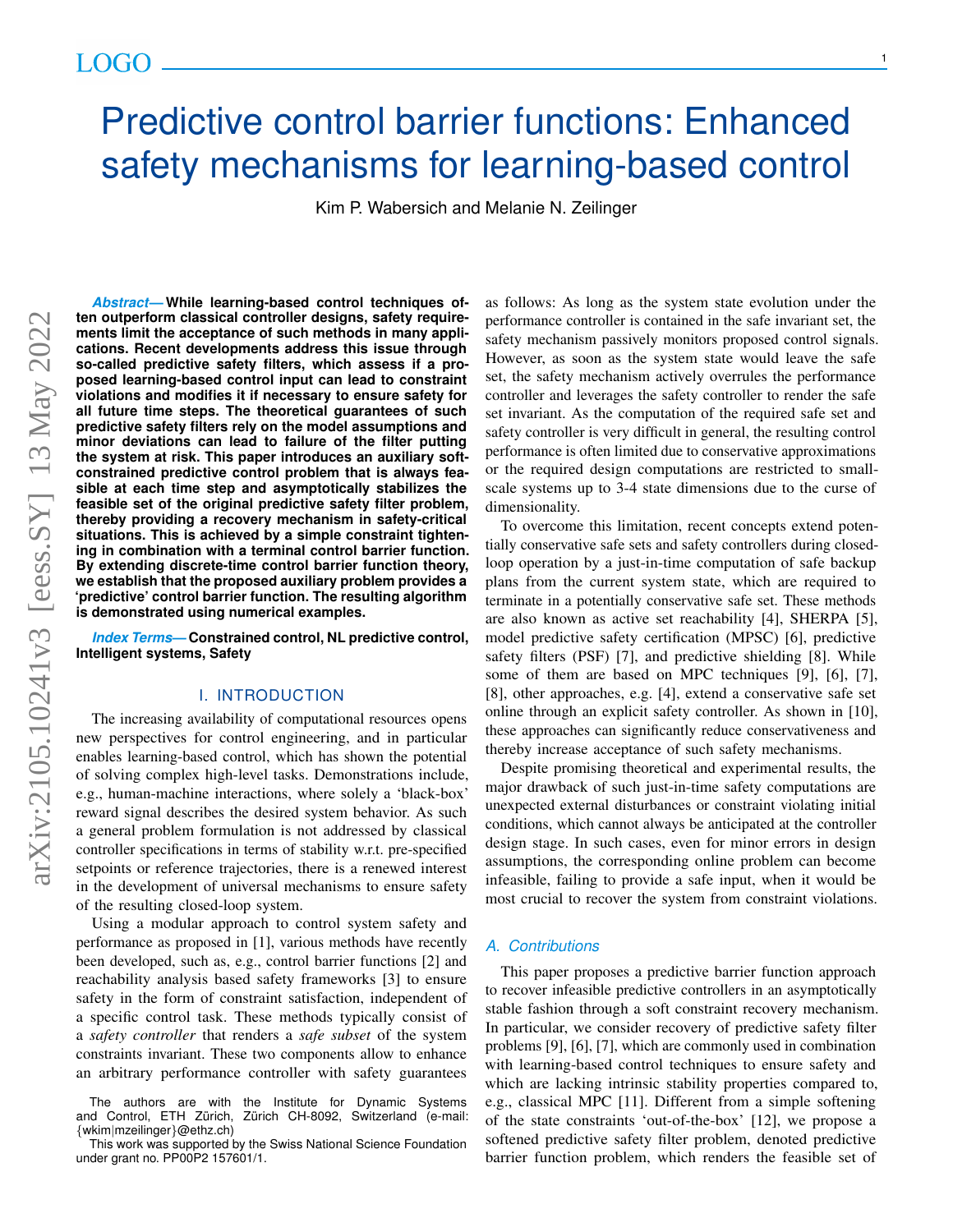# Predictive control barrier functions: Enhanced safety mechanisms for learning-based control

Kim P. Wabersich and Melanie N. Zeilinger

***Abstract*— While learning-based control techniques often outperform classical controller designs, safety requirements limit the acceptance of such methods in many applications. Recent developments address this issue through so-called predictive safety filters, which assess if a proposed learning-based control input can lead to constraint violations and modifies it if necessary to ensure safety for all future time steps. The theoretical guarantees of such predictive safety filters rely on the model assumptions and minor deviations can lead to failure of the filter putting the system at risk. This paper introduces an auxiliary soft-constrained predictive control problem that is always feasible at each time step and asymptotically stabilizes the feasible set of the original predictive safety filter problem, thereby providing a recovery mechanism in safety-critical situations. This is achieved by a simple constraint tightening in combination with a terminal control barrier function. By extending discrete-time control barrier function theory, we establish that the proposed auxiliary problem provides a 'predictive' control barrier function. The resulting algorithm is demonstrated using numerical examples.**

***Index Terms*— Constrained control, NL predictive control, Intelligent systems, Safety**

## I. INTRODUCTION

The increasing availability of computational resources opens new perspectives for control engineering, and in particular enables learning-based control, which has shown the potential of solving complex high-level tasks. Demonstrations include, e.g., human-machine interactions, where solely a 'black-box' reward signal describes the desired system behavior. As such a general problem formulation is not addressed by classical controller specifications in terms of stability w.r.t. pre-specified setpoints or reference trajectories, there is a renewed interest in the development of universal mechanisms to ensure safety of the resulting closed-loop system.

Using a modular approach to control system safety and performance as proposed in [1], various methods have recently been developed, such as, e.g., control barrier functions [2] and reachability analysis based safety frameworks [3] to ensure safety in the form of constraint satisfaction, independent of a specific control task. These methods typically consist of a *safety controller* that renders a *safe subset* of the system constraints invariant. These two components allow to enhance an arbitrary performance controller with safety guarantees as follows: As long as the system state evolution under the performance controller is contained in the safe invariant set, the safety mechanism passively monitors proposed control signals. However, as soon as the system state would leave the safe set, the safety mechanism actively overrules the performance controller and leverages the safety controller to render the safe set invariant. As the computation of the required safe set and safety controller is very difficult in general, the resulting control performance is often limited due to conservative approximations or the required design computations are restricted to small-scale systems up to 3-4 state dimensions due to the curse of dimensionality.

To overcome this limitation, recent concepts extend potentially conservative safe sets and safety controllers during closed-loop operation by a just-in-time computation of safe backup plans from the current system state, which are required to terminate in a potentially conservative safe set. These methods are also known as active set reachability [4], SHERPA [5], model predictive safety certification (MPSC) [6], predictive safety filters (PSF) [7], and predictive shielding [8]. While some of them are based on MPC techniques [9], [6], [7], [8], other approaches, e.g. [4], extend a conservative safe set online through an explicit safety controller. As shown in [10], these approaches can significantly reduce conservativeness and thereby increase acceptance of such safety mechanisms.

Despite promising theoretical and experimental results, the major drawback of such just-in-time safety computations are unexpected external disturbances or constraint violating initial conditions, which cannot always be anticipated at the controller design stage. In such cases, even for minor errors in design assumptions, the corresponding online problem can become infeasible, failing to provide a safe input, when it would be most crucial to recover the system from constraint violations.

### *A. Contributions*

This paper proposes a predictive barrier function approach to recover infeasible predictive controllers in an asymptotically stable fashion through a soft constraint recovery mechanism. In particular, we consider recovery of predictive safety filter problems [9], [6], [7], which are commonly used in combination with learning-based control techniques to ensure safety and which are lacking intrinsic stability properties compared to, e.g., classical MPC [11]. Different from a simple softening of the state constraints 'out-of-the-box' [12], we propose a softened predictive safety filter problem, denoted predictive barrier function problem, which renders the feasible set of

The authors are with the Institute for Dynamic Systems and Control, ETH Zürich, Zürich CH-8092, Switzerland (e-mail: {wkim|mzeilinger}@ethz.ch)

This work was supported by the Swiss National Science Foundation under grant no. PP00P2 157601/1.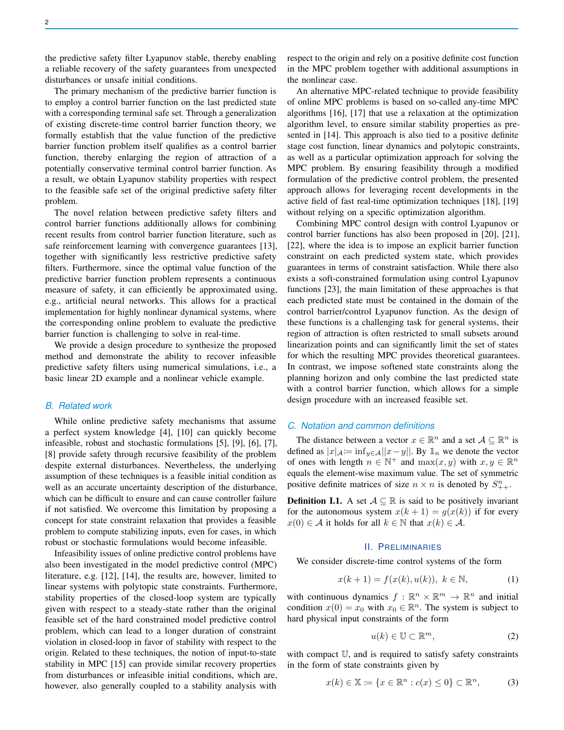the predictive safety filter Lyapunov stable, thereby enabling a reliable recovery of the safety guarantees from unexpected disturbances or unsafe initial conditions.

The primary mechanism of the predictive barrier function is to employ a control barrier function on the last predicted state with a corresponding terminal safe set. Through a generalization of existing discrete-time control barrier function theory, we formally establish that the value function of the predictive barrier function problem itself qualifies as a control barrier function, thereby enlarging the region of attraction of a potentially conservative terminal control barrier function. As a result, we obtain Lyapunov stability properties with respect to the feasible safe set of the original predictive safety filter problem.

The novel relation between predictive safety filters and control barrier functions additionally allows for combining recent results from control barrier function literature, such as safe reinforcement learning with convergence guarantees [13], together with significantly less restrictive predictive safety filters. Furthermore, since the optimal value function of the predictive barrier function problem represents a continuous measure of safety, it can efficiently be approximated using, e.g., artificial neural networks. This allows for a practical implementation for highly nonlinear dynamical systems, where the corresponding online problem to evaluate the predictive barrier function is challenging to solve in real-time.

We provide a design procedure to synthesize the proposed method and demonstrate the ability to recover infeasible predictive safety filters using numerical simulations, i.e., a basic linear 2D example and a nonlinear vehicle example.

## B. Related work

While online predictive safety mechanisms that assume a perfect system knowledge [4], [10] can quickly become infeasible, robust and stochastic formulations [5], [9], [6], [7], [8] provide safety through recursive feasibility of the problem despite external disturbances. Nevertheless, the underlying assumption of these techniques is a feasible initial condition as well as an accurate uncertainty description of the disturbance, which can be difficult to ensure and can cause controller failure if not satisfied. We overcome this limitation by proposing a concept for state constraint relaxation that provides a feasible problem to compute stabilizing inputs, even for cases, in which robust or stochastic formulations would become infeasible.

Infeasibility issues of online predictive control problems have also been investigated in the model predictive control (MPC) literature, e.g. [12], [14], the results are, however, limited to linear systems with polytopic state constraints. Furthermore, stability properties of the closed-loop system are typically given with respect to a steady-state rather than the original feasible set of the hard constrained model predictive control problem, which can lead to a longer duration of constraint violation in closed-loop in favor of stability with respect to the origin. Related to these techniques, the notion of input-to-state stability in MPC [15] can provide similar recovery properties from disturbances or infeasible initial conditions, which are, however, also generally coupled to a stability analysis with respect to the origin and rely on a positive definite cost function in the MPC problem together with additional assumptions in the nonlinear case.

An alternative MPC-related technique to provide feasibility of online MPC problems is based on so-called any-time MPC algorithms [16], [17] that use a relaxation at the optimization algorithm level, to ensure similar stability properties as presented in [14]. This approach is also tied to a positive definite stage cost function, linear dynamics and polytopic constraints, as well as a particular optimization approach for solving the MPC problem. By ensuring feasibility through a modified formulation of the predictive control problem, the presented approach allows for leveraging recent developments in the active field of fast real-time optimization techniques [18], [19] without relying on a specific optimization algorithm.

Combining MPC control design with control Lyapunov or control barrier functions has also been proposed in [20], [21], [22], where the idea is to impose an explicit barrier function constraint on each predicted system state, which provides guarantees in terms of constraint satisfaction. While there also exists a soft-constrained formulation using control Lyapunov functions [23], the main limitation of these approaches is that each predicted state must be contained in the domain of the control barrier/control Lyapunov function. As the design of these functions is a challenging task for general systems, their region of attraction is often restricted to small subsets around linearization points and can significantly limit the set of states for which the resulting MPC provides theoretical guarantees. In contrast, we impose softened state constraints along the planning horizon and only combine the last predicted state with a control barrier function, which allows for a simple design procedure with an increased feasible set.

## C. Notation and common definitions

The distance between a vector $x \in \mathbb{R}^n$ and a set $\mathcal{A} \subseteq \mathbb{R}^n$ is defined as $|x|_\mathcal{A} := \inf_{y \in \mathcal{A}} ||x - y||$. By $\mathbb{1}_n$ we denote the vector of ones with length $n \in \mathbb{N}^+$ and $\max(x, y)$ with $x, y \in \mathbb{R}^n$ equals the element-wise maximum value. The set of symmetric positive definite matrices of size $n \times n$ is denoted by $S^n_{++}$.

**Definition I.1.** A set $\mathcal{A} \subseteq \mathbb{R}$ is said to be positively invariant for the autonomous system $x(k+1) = g(x(k))$ if for every $x(0) \in \mathcal{A}$ it holds for all $k \in \mathbb{N}$ that $x(k) \in \mathcal{A}$.

# II. Preliminaries

We consider discrete-time control systems of the form

$$x(k+1) = f(x(k), u(k)),\ k \in \mathbb{N}, \tag{1}$$

with continuous dynamics $f : \mathbb{R}^n \times \mathbb{R}^m \to \mathbb{R}^n$ and initial condition $x(0) = x_0$ with $x_0 \in \mathbb{R}^n$. The system is subject to hard physical input constraints of the form

$$u(k) \in \mathbb{U} \subset \mathbb{R}^m, \tag{2}$$

with compact $\mathbb{U}$, and is required to satisfy safety constraints in the form of state constraints given by

$$x(k) \in \mathbb{X} := \{x \in \mathbb{R}^n : c(x) \leq 0\} \subset \mathbb{R}^n, \tag{3}$$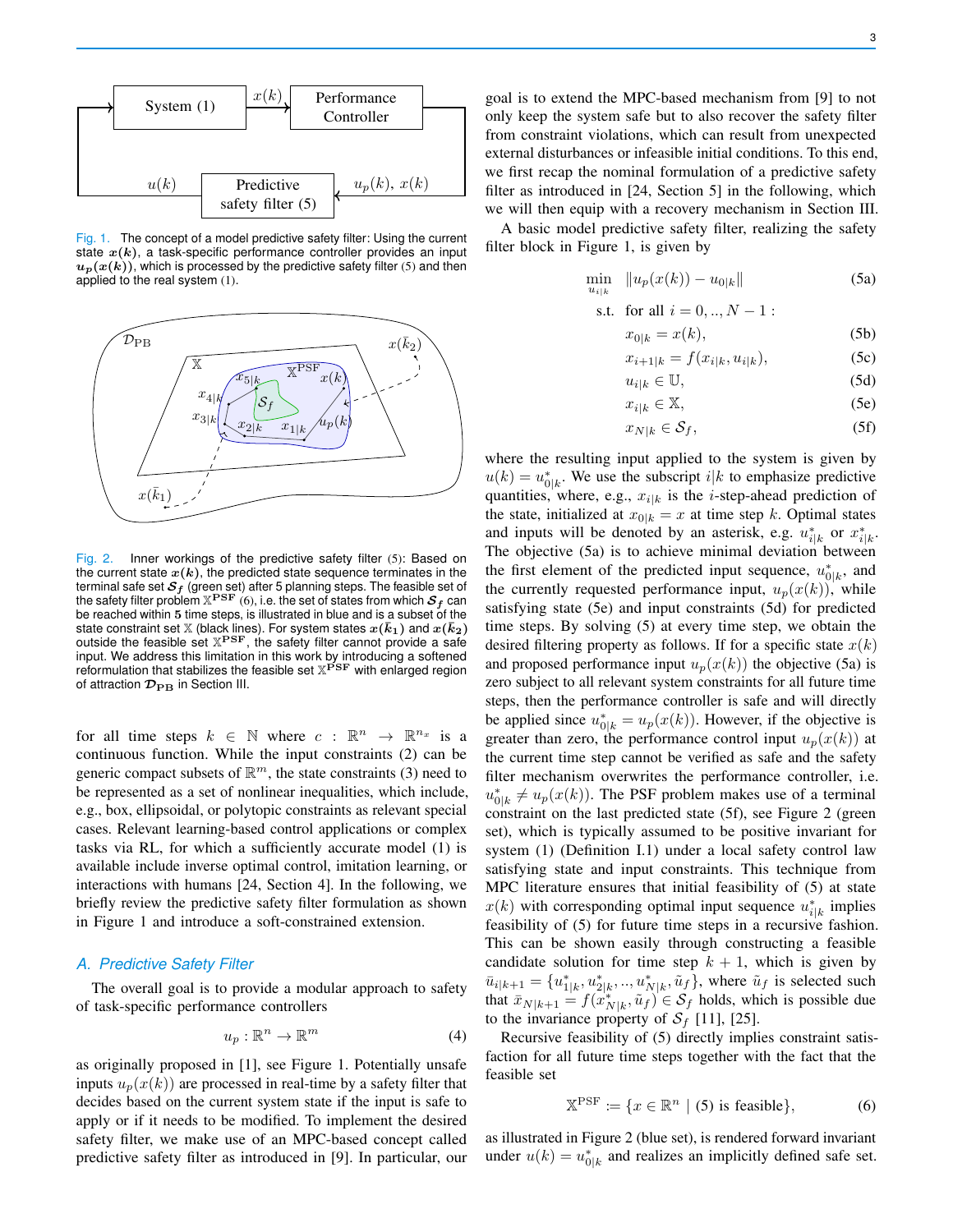Fig. 1. The concept of a model predictive safety filter: Using the current state $x(k)$, a task-specific performance controller provides an input $u_p(x(k))$, which is processed by the predictive safety filter (5) and then applied to the real system (1).

Fig. 2. Inner workings of the predictive safety filter (5): Based on the current state $x(k)$, the predicted state sequence terminates in the terminal safe set $\mathcal{S}_f$ (green set) after 5 planning steps. The feasible set of the safety filter problem $\mathbb{X}^{\mathrm{PSF}}$ (6), i.e. the set of states from which $\mathcal{S}_f$ can be reached within 5 time steps, is illustrated in blue and is a subset of the state constraint set $\mathbb{X}$ (black lines). For system states $x(\bar{k}_1)$ and $x(\bar{k}_2)$ outside the feasible set $\mathbb{X}^{\mathrm{PSF}}$, the safety filter cannot provide a safe input. We address this limitation in this work by introducing a softened reformulation that stabilizes the feasible set $\mathbb{X}^{\mathrm{PSF}}$ with enlarged region of attraction $\mathcal{D}_{\mathrm{PB}}$ in Section III.

for all time steps $k \in \mathbb{N}$ where $c : \mathbb{R}^n \to \mathbb{R}^{n_x}$ is a continuous function. While the input constraints (2) can be generic compact subsets of $\mathbb{R}^m$, the state constraints (3) need to be represented as a set of nonlinear inequalities, which include, e.g., box, ellipsoidal, or polytopic constraints as relevant special cases. Relevant learning-based control applications or complex tasks via RL, for which a sufficiently accurate model (1) is available include inverse optimal control, imitation learning, or interactions with humans [24, Section 4]. In the following, we briefly review the predictive safety filter formulation as shown in Figure 1 and introduce a soft-constrained extension.

### A. Predictive Safety Filter

The overall goal is to provide a modular approach to safety of task-specific performance controllers

$$u_p : \mathbb{R}^n \to \mathbb{R}^m \tag{4}$$

as originally proposed in [1], see Figure 1. Potentially unsafe inputs $u_p(x(k))$ are processed in real-time by a safety filter that decides based on the current system state if the input is safe to apply or if it needs to be modified. To implement the desired safety filter, we make use of an MPC-based concept called predictive safety filter as introduced in [9]. In particular, our goal is to extend the MPC-based mechanism from [9] to not only keep the system safe but to also recover the safety filter from constraint violations, which can result from unexpected external disturbances or infeasible initial conditions. To this end, we first recap the nominal formulation of a predictive safety filter as introduced in [24, Section 5] in the following, which we will then equip with a recovery mechanism in Section III.

A basic model predictive safety filter, realizing the safety filter block in Figure 1, is given by

$$\min_{u_{i|k}} \quad \|u_p(x(k)) - u_{0|k}\| \tag{5a}$$

$$\text{s.t. for all } i = 0, .., N-1:$$

$$x_{0|k} = x(k), \tag{5b}$$

$$x_{i+1|k} = f(x_{i|k}, u_{i|k}), \tag{5c}$$

$$u_{i|k} \in \mathbb{U}, \tag{5d}$$

$$x_{i|k} \in \mathbb{X}, \tag{5e}$$

$$x_{N|k} \in \mathcal{S}_f, \tag{5f}$$

where the resulting input applied to the system is given by $u(k) = u^*_{0|k}$. We use the subscript $i|k$ to emphasize predictive quantities, where, e.g., $x_{i|k}$ is the $i$-step-ahead prediction of the state, initialized at $x_{0|k} = x$ at time step $k$. Optimal states and inputs will be denoted by an asterisk, e.g. $u^*_{i|k}$ or $x^*_{i|k}$. The objective (5a) is to achieve minimal deviation between the first element of the predicted input sequence, $u^*_{0|k}$, and the currently requested performance input, $u_p(x(k))$, while satisfying state (5e) and input constraints (5d) for predicted time steps. By solving (5) at every time step, we obtain the desired filtering property as follows. If for a specific state $x(k)$ and proposed performance input $u_p(x(k))$ the objective (5a) is zero subject to all relevant system constraints for all future time steps, then the performance controller is safe and will directly be applied since $u^*_{0|k} = u_p(x(k))$. However, if the objective is greater than zero, the performance control input $u_p(x(k))$ at the current time step cannot be verified as safe and the safety filter mechanism overwrites the performance controller, i.e. $u^*_{0|k} \neq u_p(x(k))$. The PSF problem makes use of a terminal constraint on the last predicted state (5f), see Figure 2 (green set), which is typically assumed to be positive invariant for system (1) (Definition I.1) under a local safety control law satisfying state and input constraints. This technique from MPC literature ensures that initial feasibility of (5) at state $x(k)$ with corresponding optimal input sequence $u^*_{i|k}$ implies feasibility of (5) for future time steps in a recursive fashion. This can be shown easily through constructing a feasible candidate solution for time step $k+1$, which is given by $\bar{u}_{i|k+1} = \{u^*_{1|k}, u^*_{2|k}, .., u^*_{N|k}, \tilde{u}_f\}$, where $\tilde{u}_f$ is selected such that $\bar{x}_{N|k+1} = f(x^*_{N|k}, \tilde{u}_f) \in \mathcal{S}_f$ holds, which is possible due to the invariance property of $\mathcal{S}_f$ [11], [25].

Recursive feasibility of (5) directly implies constraint satisfaction for all future time steps together with the fact that the feasible set

$$\mathbb{X}^{\mathrm{PSF}} := \{x \in \mathbb{R}^n \mid (5) \text{ is feasible}\}, \tag{6}$$

as illustrated in Figure 2 (blue set), is rendered forward invariant under $u(k) = u^*_{0|k}$ and realizes an implicitly defined safe set.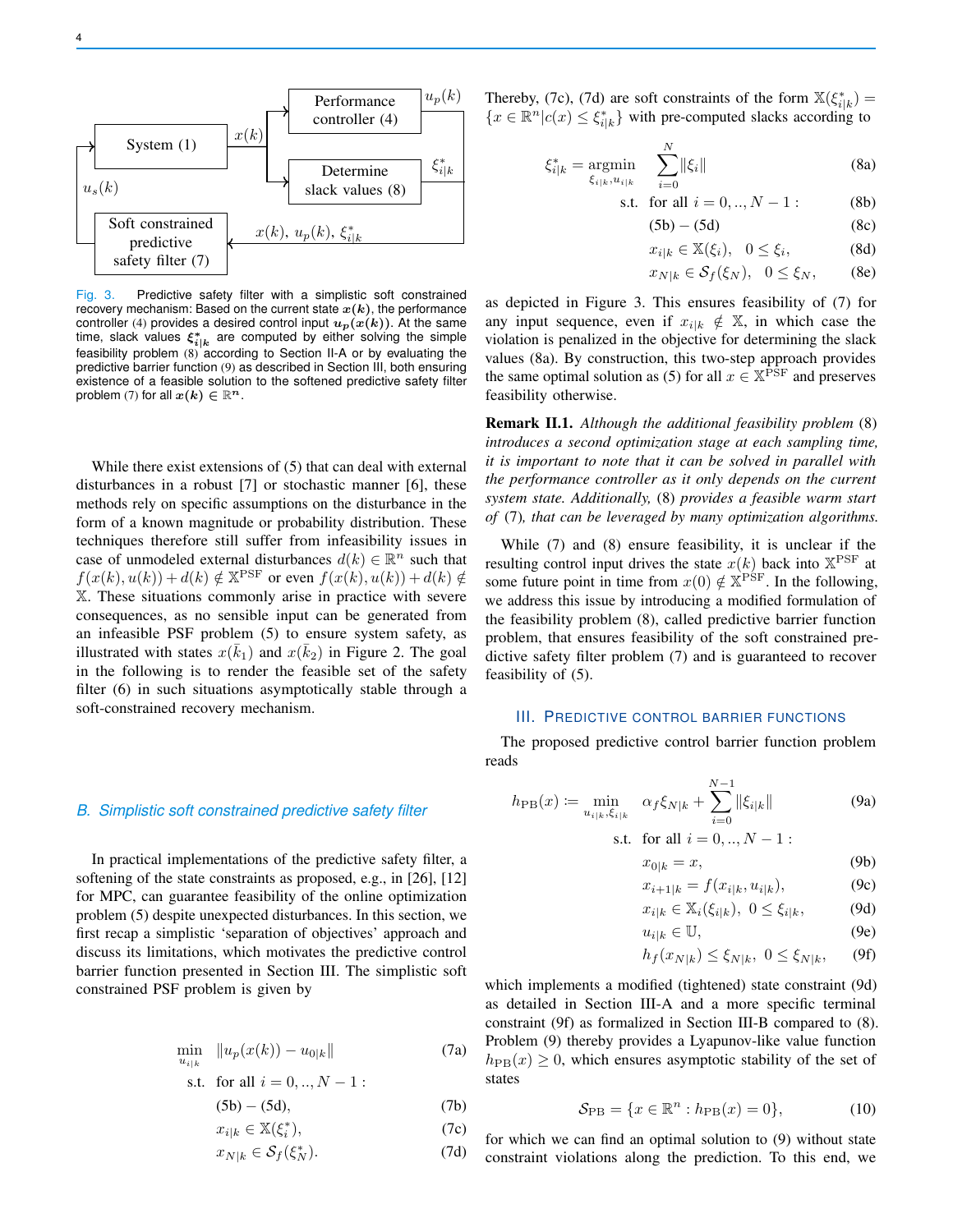Fig. 3. Predictive safety filter with a simplistic soft constrained recovery mechanism: Based on the current state $x(k)$, the performance controller (4) provides a desired control input $u_p(x(k))$. At the same time, slack values $\xi^*_{i|k}$ are computed by either solving the simple feasibility problem (8) according to Section II-A or by evaluating the predictive barrier function (9) as described in Section III, both ensuring existence of a feasible solution to the softened predictive safety filter problem (7) for all $x(k) \in \mathbb{R}^n$.

While there exist extensions of (5) that can deal with external disturbances in a robust [7] or stochastic manner [6], these methods rely on specific assumptions on the disturbance in the form of a known magnitude or probability distribution. These techniques therefore still suffer from infeasibility issues in case of unmodeled external disturbances $d(k) \in \mathbb{R}^n$ such that $f(x(k), u(k)) + d(k) \notin \mathbb{X}^{\text{PSF}}$ or even $f(x(k), u(k)) + d(k) \notin \mathbb{X}$. These situations commonly arise in practice with severe consequences, as no sensible input can be generated from an infeasible PSF problem (5) to ensure system safety, as illustrated with states $x(\bar{k}_1)$ and $x(\bar{k}_2)$ in Figure 2. The goal in the following is to render the feasible set of the safety filter (6) in such situations asymptotically stable through a soft-constrained recovery mechanism.

### B. Simplistic soft constrained predictive safety filter

In practical implementations of the predictive safety filter, a softening of the state constraints as proposed, e.g., in [26], [12] for MPC, can guarantee feasibility of the online optimization problem (5) despite unexpected disturbances. In this section, we first recap a simplistic 'separation of objectives' approach and discuss its limitations, which motivates the predictive control barrier function presented in Section III. The simplistic soft constrained PSF problem is given by

$$
\begin{aligned}
\min_{u_{i|k}} \quad & \|u_p(x(k)) - u_{0|k}\| && \text{(7a)}\\
\text{s.t.} \quad & \text{for all } i = 0,..,N-1: \\
& \text{(5b)} - \text{(5d)}, && \text{(7b)}\\
& x_{i|k} \in \mathbb{X}(\xi^*_i), && \text{(7c)}\\
& x_{N|k} \in \mathcal{S}_f(\xi^*_N). && \text{(7d)}
\end{aligned}
$$

Thereby, (7c), (7d) are soft constraints of the form $\mathbb{X}(\xi^*_{i|k}) = \{x \in \mathbb{R}^n | c(x) \leq \xi^*_{i|k}\}$ with pre-computed slacks according to

$$
\begin{aligned}
\xi^*_{i|k} = \operatorname*{argmin}_{\xi_{i|k}, u_{i|k}} \quad & \sum_{i=0}^{N} \|\xi_i\| && \text{(8a)}\\
\text{s.t.} \quad & \text{for all } i = 0,..,N-1: && \text{(8b)}\\
& \text{(5b)} - \text{(5d)} && \text{(8c)}\\
& x_{i|k} \in \mathbb{X}(\xi_i), \quad 0 \leq \xi_i, && \text{(8d)}\\
& x_{N|k} \in \mathcal{S}_f(\xi_N), \quad 0 \leq \xi_N, && \text{(8e)}
\end{aligned}
$$

as depicted in Figure 3. This ensures feasibility of (7) for any input sequence, even if $x_{i|k} \notin \mathbb{X}$, in which case the violation is penalized in the objective for determining the slack values (8a). By construction, this two-step approach provides the same optimal solution as (5) for all $x \in \mathbb{X}^{\text{PSF}}$ and preserves feasibility otherwise.

**Remark II.1.** *Although the additional feasibility problem* (8) *introduces a second optimization stage at each sampling time, it is important to note that it can be solved in parallel with the performance controller as it only depends on the current system state. Additionally,* (8) *provides a feasible warm start of* (7)*, that can be leveraged by many optimization algorithms.*

While (7) and (8) ensure feasibility, it is unclear if the resulting control input drives the state $x(k)$ back into $\mathbb{X}^{\text{PSF}}$ at some future point in time from $x(0) \notin \mathbb{X}^{\text{PSF}}$. In the following, we address this issue by introducing a modified formulation of the feasibility problem (8), called predictive barrier function problem, that ensures feasibility of the soft constrained predictive safety filter problem (7) and is guaranteed to recover feasibility of (5).

## III. Predictive control barrier functions

The proposed predictive control barrier function problem reads

$$
\begin{aligned}
h_{\text{PB}}(x) := \min_{u_{i|k}, \xi_{i|k}} \quad & \alpha_f \xi_{N|k} + \sum_{i=0}^{N-1} \|\xi_{i|k}\| && \text{(9a)}\\
\text{s.t.} \quad & \text{for all } i = 0,..,N-1: \\
& x_{0|k} = x, && \text{(9b)}\\
& x_{i+1|k} = f(x_{i|k}, u_{i|k}), && \text{(9c)}\\
& x_{i|k} \in \mathbb{X}_i(\xi_{i|k}), \ 0 \leq \xi_{i|k}, && \text{(9d)}\\
& u_{i|k} \in \mathbb{U}, && \text{(9e)}\\
& h_f(x_{N|k}) \leq \xi_{N|k}, \ 0 \leq \xi_{N|k}, && \text{(9f)}
\end{aligned}
$$

which implements a modified (tightened) state constraint (9d) as detailed in Section III-A and a more specific terminal constraint (9f) as formalized in Section III-B compared to (8). Problem (9) thereby provides a Lyapunov-like value function $h_{\text{PB}}(x) \geq 0$, which ensures asymptotic stability of the set of states

$$
\mathcal{S}_{\text{PB}} = \{x \in \mathbb{R}^n : h_{\text{PB}}(x) = 0\}, \qquad (10)
$$

for which we can find an optimal solution to (9) without state constraint violations along the prediction. To this end, we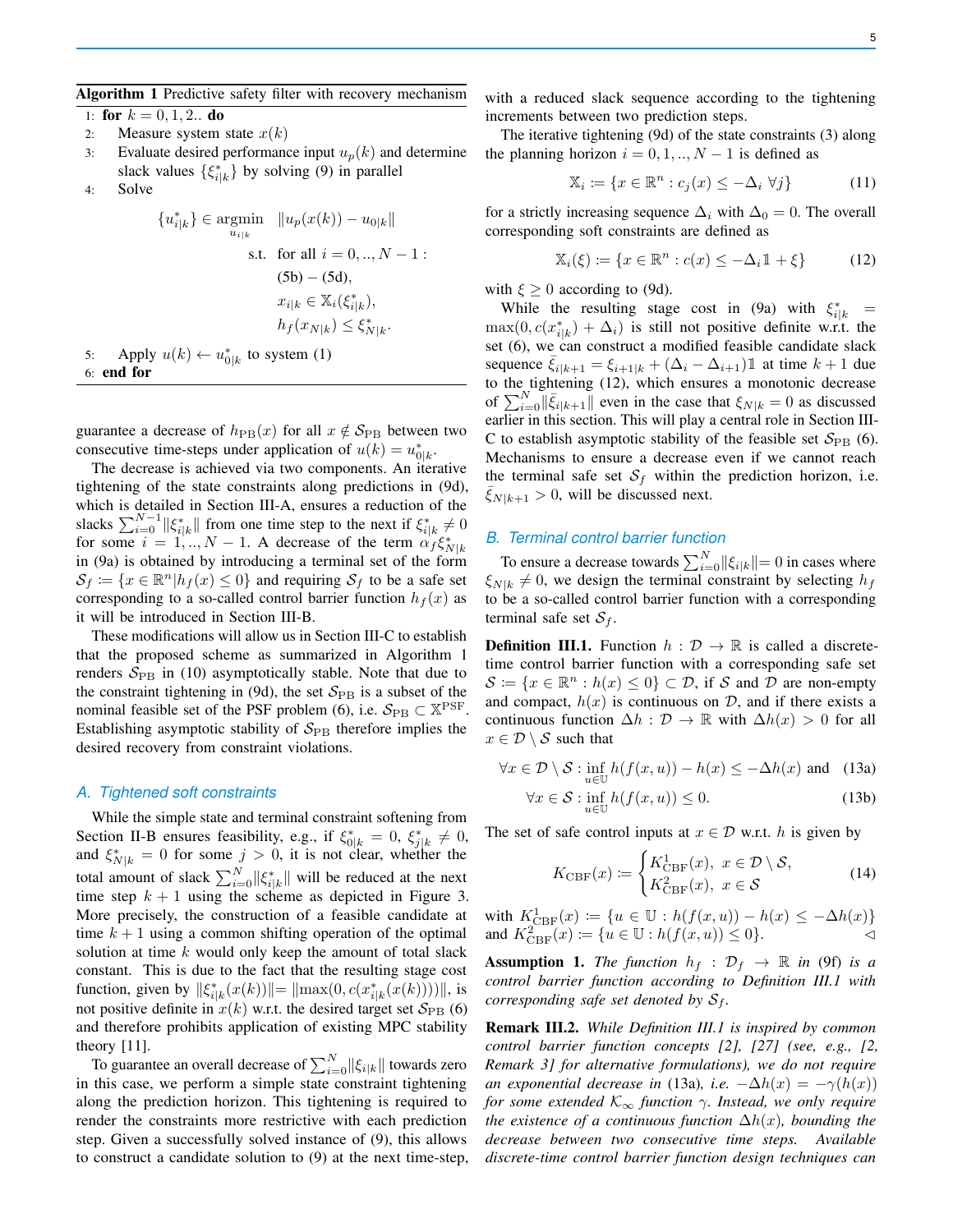**Algorithm 1** Predictive safety filter with recovery mechanism

```
1: for k = 0, 1, 2.. do
2:    Measure system state x(k)
3:    Evaluate desired performance input u_p(k) and determine
      slack values {ξ*_{i|k}} by solving (9) in parallel
4:    Solve
5:    Apply u(k) ← u*_{0|k} to system (1)
6: end for
```

Step 4:

$$
\begin{aligned}
\{u^*_{i|k}\} \in \underset{u_{i|k}}{\operatorname{argmin}} \quad & \|u_p(x(k)) - u_{0|k}\| \\
\text{s.t.} \quad & \text{for all } i = 0, .., N-1: \\
& \text{(5b)} - \text{(5d)}, \\
& x_{i|k} \in \mathbb{X}_i(\xi^*_{i|k}), \\
& h_f(x_{N|k}) \leq \xi^*_{N|k}.
\end{aligned}
$$

guarantee a decrease of $h_{\text{PB}}(x)$ for all $x \notin \mathcal{S}_{\text{PB}}$ between two consecutive time-steps under application of $u(k) = u^*_{0|k}$.

The decrease is achieved via two components. An iterative tightening of the state constraints along predictions in (9d), which is detailed in Section III-A, ensures a reduction of the slacks $\sum_{i=0}^{N-1} \|\xi^*_{i|k}\|$ from one time step to the next if $\xi^*_{i|k} \neq 0$ for some $i = 1, .., N-1$. A decrease of the term $\alpha_f \xi^*_{N|k}$ in (9a) is obtained by introducing a terminal set of the form $\mathcal{S}_f = \{x \in \mathbb{R}^n | h_f(x) \leq 0\}$ and requiring $\mathcal{S}_f$ to be a safe set corresponding to a so-called control barrier function $h_f(x)$ as it will be introduced in Section III-B.

These modifications will allow us in Section III-C to establish that the proposed scheme as summarized in Algorithm 1 renders $\mathcal{S}_{\text{PB}}$ in (10) asymptotically stable. Note that due to the constraint tightening in (9d), the set $\mathcal{S}_{\text{PB}}$ is a subset of the nominal feasible set of the PSF problem (6), i.e. $\mathcal{S}_{\text{PB}} \subset \mathbb{X}^{\text{PSF}}$. Establishing asymptotic stability of $\mathcal{S}_{\text{PB}}$ therefore implies the desired recovery from constraint violations.

## A. Tightened soft constraints

While the simple state and terminal constraint softening from Section II-B ensures feasibility, e.g., if $\xi^*_{0|k} = 0$, $\xi^*_{j|k} \neq 0$, and $\xi^*_{N|k} = 0$ for some $j > 0$, it is not clear, whether the total amount of slack $\sum_{i=0}^{N} \|\xi^*_{i|k}\|$ will be reduced at the next time step $k+1$ using the scheme as depicted in Figure 3. More precisely, the construction of a feasible candidate at time $k+1$ using a common shifting operation of the optimal solution at time $k$ would only keep the amount of total slack constant. This is due to the fact that the resulting stage cost function, given by $\|\xi^*_{i|k}(x(k))\| = \|\max(0, c(x^*_{i|k}(x(k))))\|$, is not positive definite in $x(k)$ w.r.t. the desired target set $\mathcal{S}_{\text{PB}}$ (6) and therefore prohibits application of existing MPC stability theory [11].

To guarantee an overall decrease of $\sum_{i=0}^{N} \|\xi_{i|k}\|$ towards zero in this case, we perform a simple state constraint tightening along the prediction horizon. This tightening is required to render the constraints more restrictive with each prediction step. Given a successfully solved instance of (9), this allows to construct a candidate solution to (9) at the next time-step, with a reduced slack sequence according to the tightening increments between two prediction steps.

The iterative tightening (9d) of the state constraints (3) along the planning horizon $i = 0, 1, .., N-1$ is defined as

$$
\mathbb{X}_i := \{x \in \mathbb{R}^n : c_j(x) \leq -\Delta_i \ \forall j\} \tag{11}
$$

for a strictly increasing sequence $\Delta_i$ with $\Delta_0 = 0$. The overall corresponding soft constraints are defined as

$$
\mathbb{X}_i(\xi) := \{x \in \mathbb{R}^n : c(x) \leq -\Delta_i \mathbb{1} + \xi\} \tag{12}
$$

with $\xi \geq 0$ according to (9d).

While the resulting stage cost in (9a) with $\xi^*_{i|k} = \max(0, c(x^*_{i|k}) + \Delta_i)$ is still not positive definite w.r.t. the set (6), we can construct a modified feasible candidate slack sequence $\bar{\xi}_{i|k+1} = \xi_{i+1|k} + (\Delta_i - \Delta_{i+1})\mathbb{1}$ at time $k+1$ due to the tightening (12), which ensures a monotonic decrease of $\sum_{i=0}^{N} \|\bar{\xi}_{i|k+1}\|$ even in the case that $\xi_{N|k} = 0$ as discussed earlier in this section. This will play a central role in Section III-C to establish asymptotic stability of the feasible set $\mathcal{S}_{\text{PB}}$ (6). Mechanisms to ensure a decrease even if we cannot reach the terminal safe set $\mathcal{S}_f$ within the prediction horizon, i.e. $\bar{\xi}_{N|k+1} > 0$, will be discussed next.

## B. Terminal control barrier function

To ensure a decrease towards $\sum_{i=0}^{N} \|\xi_{i|k}\| = 0$ in cases where $\xi_{N|k} \neq 0$, we design the terminal constraint by selecting $h_f$ to be a so-called control barrier function with a corresponding terminal safe set $\mathcal{S}_f$.

**Definition III.1.** Function $h : \mathcal{D} \to \mathbb{R}$ is called a discrete-time control barrier function with a corresponding safe set $\mathcal{S} := \{x \in \mathbb{R}^n : h(x) \leq 0\} \subset \mathcal{D}$, if $\mathcal{S}$ and $\mathcal{D}$ are non-empty and compact, $h(x)$ is continuous on $\mathcal{D}$, and if there exists a continuous function $\Delta h : \mathcal{D} \to \mathbb{R}$ with $\Delta h(x) > 0$ for all $x \in \mathcal{D} \setminus \mathcal{S}$ such that

$$
\forall x \in \mathcal{D} \setminus \mathcal{S} : \inf_{u \in \mathbb{U}} h(f(x,u)) - h(x) \leq -\Delta h(x) \text{ and} \tag{13a}
$$

$$
\forall x \in \mathcal{S} : \inf_{u \in \mathbb{U}} h(f(x,u)) \leq 0. \tag{13b}
$$

The set of safe control inputs at $x \in \mathcal{D}$ w.r.t. $h$ is given by

$$
K_{\text{CBF}}(x) := \begin{cases} K^1_{\text{CBF}}(x), & x \in \mathcal{D} \setminus \mathcal{S}, \\ K^2_{\text{CBF}}(x), & x \in \mathcal{S} \end{cases} \tag{14}
$$

with $K^1_{\text{CBF}}(x) := \{u \in \mathbb{U} : h(f(x,u)) - h(x) \leq -\Delta h(x)\}$ and $K^2_{\text{CBF}}(x) := \{u \in \mathbb{U} : h(f(x,u)) \leq 0\}$. ◁

**Assumption 1.** *The function $h_f : \mathcal{D}_f \to \mathbb{R}$ in (9f) is a control barrier function according to Definition III.1 with corresponding safe set denoted by $\mathcal{S}_f$.*

**Remark III.2.** *While Definition III.1 is inspired by common control barrier function concepts [2], [27] (see, e.g., [2, Remark 3] for alternative formulations), we do not require an exponential decrease in (13a), i.e. $-\Delta h(x) = -\gamma(h(x))$ for some extended $\mathcal{K}_\infty$ function $\gamma$. Instead, we only require the existence of a continuous function $\Delta h(x)$, bounding the decrease between two consecutive time steps. Available discrete-time control barrier function design techniques can*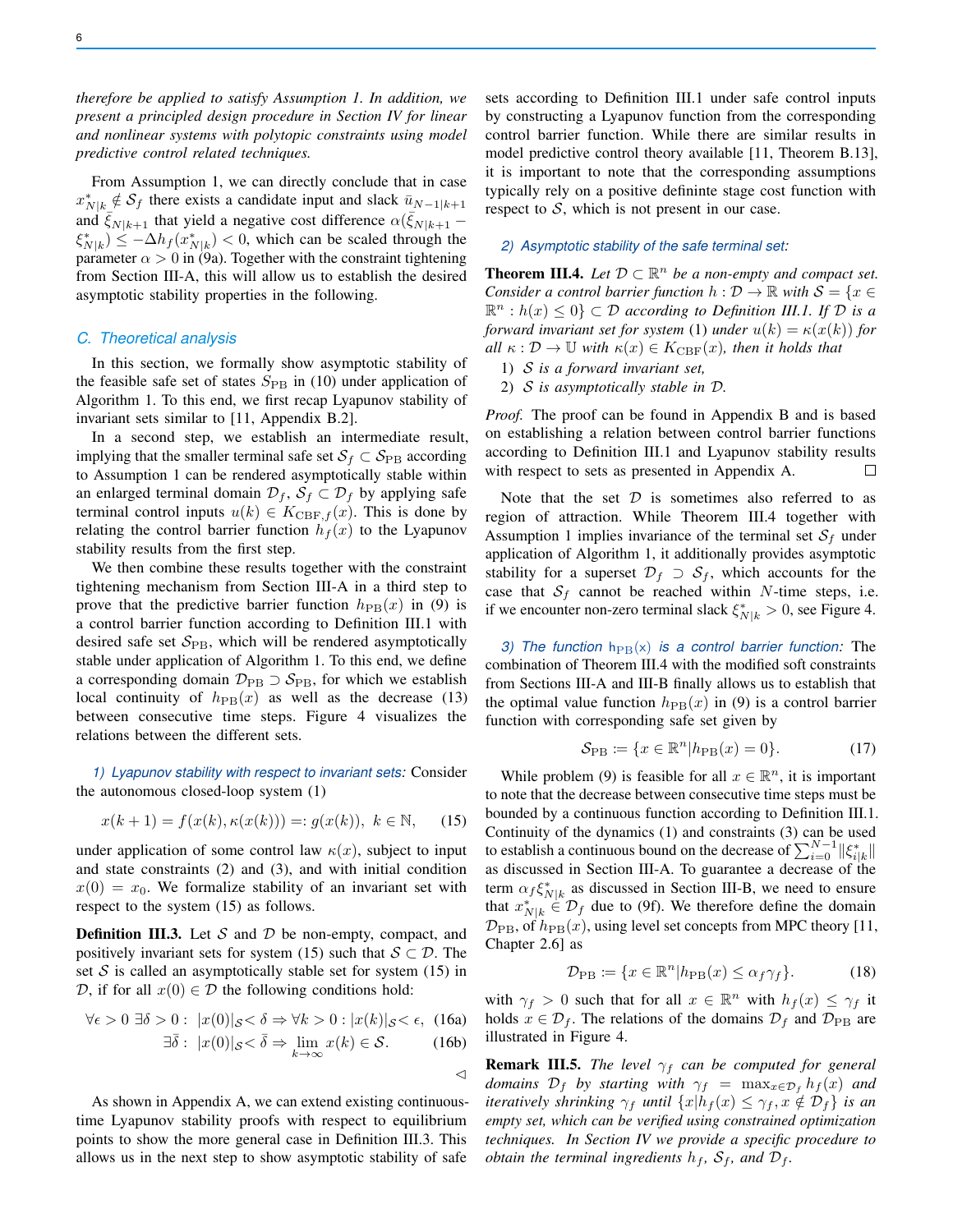*therefore be applied to satisfy Assumption 1. In addition, we present a principled design procedure in Section IV for linear and nonlinear systems with polytopic constraints using model predictive control related techniques.*

From Assumption 1, we can directly conclude that in case $x^*_{N|k} \notin \mathcal{S}_f$ there exists a candidate input and slack $\bar{u}_{N-1|k+1}$ and $\bar{\xi}_{N|k+1}$ that yield a negative cost difference $\alpha(\bar{\xi}_{N|k+1} - \xi^*_{N|k}) \leq -\Delta h_f(x^*_{N|k}) < 0$, which can be scaled through the parameter $\alpha > 0$ in (9a). Together with the constraint tightening from Section III-A, this will allow us to establish the desired asymptotic stability properties in the following.

### C. Theoretical analysis

In this section, we formally show asymptotic stability of the feasible safe set of states $S_{\mathrm{PB}}$ in (10) under application of Algorithm 1. To this end, we first recap Lyapunov stability of invariant sets similar to [11, Appendix B.2].

In a second step, we establish an intermediate result, implying that the smaller terminal safe set $\mathcal{S}_f \subset \mathcal{S}_{\mathrm{PB}}$ according to Assumption 1 can be rendered asymptotically stable within an enlarged terminal domain $\mathcal{D}_f$, $\mathcal{S}_f \subset \mathcal{D}_f$ by applying safe terminal control inputs $u(k) \in K_{\mathrm{CBF},f}(x)$. This is done by relating the control barrier function $h_f(x)$ to the Lyapunov stability results from the first step.

We then combine these results together with the constraint tightening mechanism from Section III-A in a third step to prove that the predictive barrier function $h_{\mathrm{PB}}(x)$ in (9) is a control barrier function according to Definition III.1 with desired safe set $\mathcal{S}_{\mathrm{PB}}$, which will be rendered asymptotically stable under application of Algorithm 1. To this end, we define a corresponding domain $\mathcal{D}_{\mathrm{PB}} \supset \mathcal{S}_{\mathrm{PB}}$, for which we establish local continuity of $h_{\mathrm{PB}}(x)$ as well as the decrease (13) between consecutive time steps. Figure 4 visualizes the relations between the different sets.

#### 1) Lyapunov stability with respect to invariant sets:

Consider the autonomous closed-loop system (1)

$$x(k+1) = f(x(k), \kappa(x(k))) =: g(x(k)),\ k \in \mathbb{N}, \quad (15)$$

under application of some control law $\kappa(x)$, subject to input and state constraints (2) and (3), and with initial condition $x(0) = x_0$. We formalize stability of an invariant set with respect to the system (15) as follows.

**Definition III.3.** Let $\mathcal{S}$ and $\mathcal{D}$ be non-empty, compact, and positively invariant sets for system (15) such that $\mathcal{S} \subset \mathcal{D}$. The set $\mathcal{S}$ is called an asymptotically stable set for system (15) in $\mathcal{D}$, if for all $x(0) \in \mathcal{D}$ the following conditions hold:

$$\forall \epsilon > 0\ \exists \delta > 0 :\ |x(0)|_{\mathcal{S}} < \delta \Rightarrow \forall k > 0 : |x(k)|_{\mathcal{S}} < \epsilon, \quad (16a)$$

$$\exists \bar{\delta} :\ |x(0)|_{\mathcal{S}} < \bar{\delta} \Rightarrow \lim_{k\to\infty} x(k) \in \mathcal{S}. \quad (16b)$$

◁

As shown in Appendix A, we can extend existing continuous-time Lyapunov stability proofs with respect to equilibrium points to show the more general case in Definition III.3. This allows us in the next step to show asymptotic stability of safe sets according to Definition III.1 under safe control inputs by constructing a Lyapunov function from the corresponding control barrier function. While there are similar results in model predictive control theory available [11, Theorem B.13], it is important to note that the corresponding assumptions typically rely on a positive defininte stage cost function with respect to $\mathcal{S}$, which is not present in our case.

#### 2) Asymptotic stability of the safe terminal set:

**Theorem III.4.** *Let $\mathcal{D} \subset \mathbb{R}^n$ be a non-empty and compact set. Consider a control barrier function $h : \mathcal{D} \to \mathbb{R}$ with $\mathcal{S} = \{x \in \mathbb{R}^n : h(x) \leq 0\} \subset \mathcal{D}$ according to Definition III.1. If $\mathcal{D}$ is a forward invariant set for system* (1) *under $u(k) = \kappa(x(k))$ for all $\kappa : \mathcal{D} \to \mathbb{U}$ with $\kappa(x) \in K_{\mathrm{CBF}}(x)$, then it holds that*

1) *$\mathcal{S}$ is a forward invariant set,*
2) *$\mathcal{S}$ is asymptotically stable in $\mathcal{D}$.*

*Proof.* The proof can be found in Appendix B and is based on establishing a relation between control barrier functions according to Definition III.1 and Lyapunov stability results with respect to sets as presented in Appendix A. □

Note that the set $\mathcal{D}$ is sometimes also referred to as region of attraction. While Theorem III.4 together with Assumption 1 implies invariance of the terminal set $\mathcal{S}_f$ under application of Algorithm 1, it additionally provides asymptotic stability for a superset $\mathcal{D}_f \supset \mathcal{S}_f$, which accounts for the case that $\mathcal{S}_f$ cannot be reached within $N$-time steps, i.e. if we encounter non-zero terminal slack $\xi^*_{N|k} > 0$, see Figure 4.

#### 3) The function $h_{\mathrm{PB}}(x)$ is a control barrier function:

The combination of Theorem III.4 with the modified soft constraints from Sections III-A and III-B finally allows us to establish that the optimal value function $h_{\mathrm{PB}}(x)$ in (9) is a control barrier function with corresponding safe set given by

$$\mathcal{S}_{\mathrm{PB}} := \{x \in \mathbb{R}^n | h_{\mathrm{PB}}(x) = 0\}. \quad (17)$$

While problem (9) is feasible for all $x \in \mathbb{R}^n$, it is important to note that the decrease between consecutive time steps must be bounded by a continuous function according to Definition III.1. Continuity of the dynamics (1) and constraints (3) can be used to establish a continuous bound on the decrease of $\sum_{i=0}^{N-1} \|\xi^*_{i|k}\|$ as discussed in Section III-A. To guarantee a decrease of the term $\alpha_f \xi^*_{N|k}$ as discussed in Section III-B, we need to ensure that $x^*_{N|k} \in \mathcal{D}_f$ due to (9f). We therefore define the domain $\mathcal{D}_{\mathrm{PB}}$, of $h_{\mathrm{PB}}(x)$, using level set concepts from MPC theory [11, Chapter 2.6] as

$$\mathcal{D}_{\mathrm{PB}} := \{x \in \mathbb{R}^n | h_{\mathrm{PB}}(x) \leq \alpha_f \gamma_f\}. \quad (18)$$

with $\gamma_f > 0$ such that for all $x \in \mathbb{R}^n$ with $h_f(x) \leq \gamma_f$ it holds $x \in \mathcal{D}_f$. The relations of the domains $\mathcal{D}_f$ and $\mathcal{D}_{\mathrm{PB}}$ are illustrated in Figure 4.

**Remark III.5.** *The level $\gamma_f$ can be computed for general domains $\mathcal{D}_f$ by starting with $\gamma_f = \max_{x \in \mathcal{D}_f} h_f(x)$ and iteratively shrinking $\gamma_f$ until $\{x | h_f(x) \leq \gamma_f, x \notin \mathcal{D}_f\}$ is an empty set, which can be verified using constrained optimization techniques. In Section IV we provide a specific procedure to obtain the terminal ingredients $h_f$, $\mathcal{S}_f$, and $\mathcal{D}_f$.*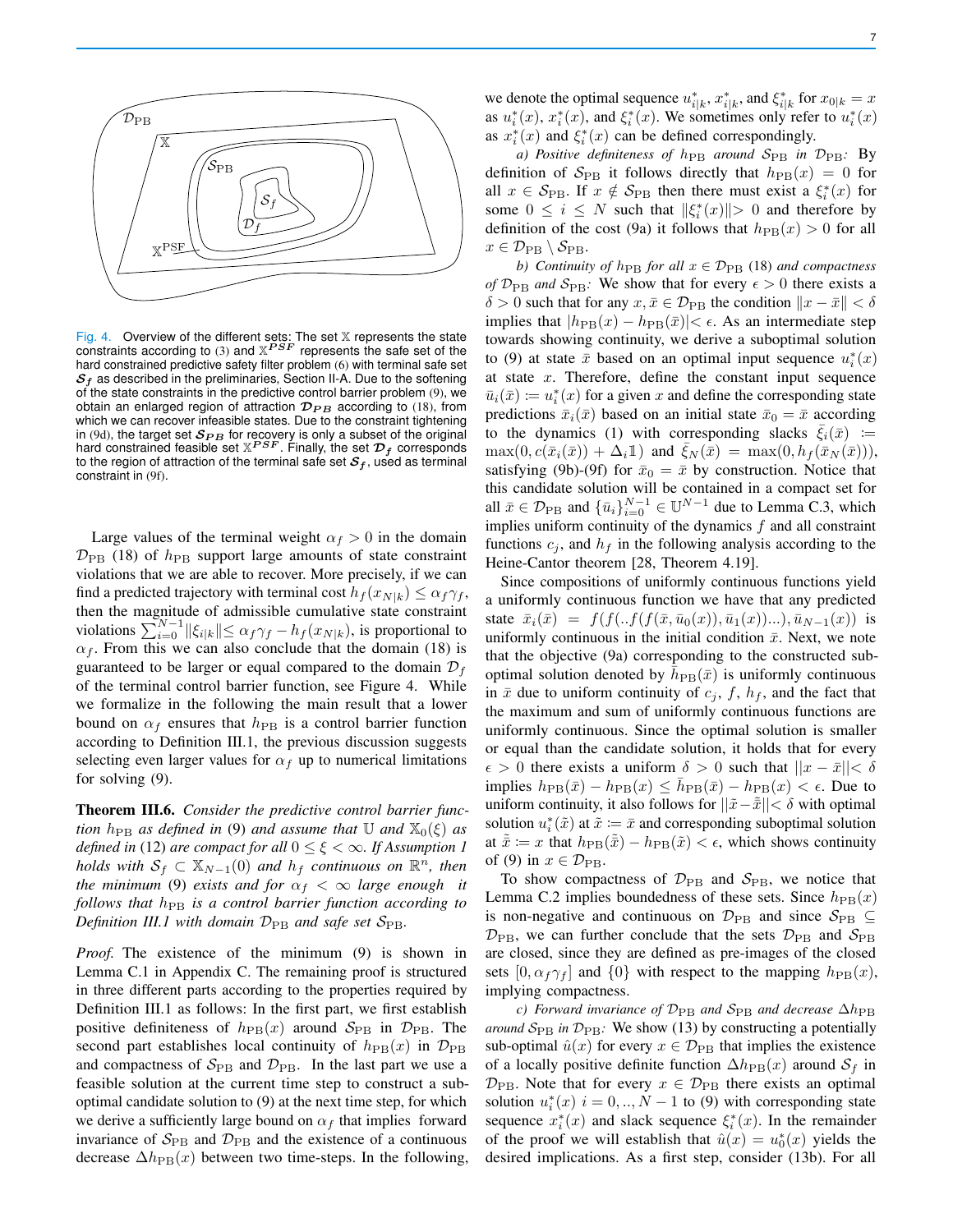Fig. 4. Overview of the different sets: The set $\mathbb{X}$ represents the state constraints according to (3) and $\mathbb{X}^{PSF}$ represents the safe set of the hard constrained predictive safety filter problem (6) with terminal safe set $\mathcal{S}_f$ as described in the preliminaries, Section II-A. Due to the softening of the state constraints in the predictive control barrier problem (9), we obtain an enlarged region of attraction $\mathcal{D}_{PB}$ according to (18), from which we can recover infeasible states. Due to the constraint tightening in (9d), the target set $\mathcal{S}_{PB}$ for recovery is only a subset of the original hard constrained feasible set $\mathbb{X}^{PSF}$. Finally, the set $\mathcal{D}_f$ corresponds to the region of attraction of the terminal safe set $\mathcal{S}_f$, used as terminal constraint in (9f).

Large values of the terminal weight $\alpha_f > 0$ in the domain $\mathcal{D}_{\rm PB}$ (18) of $h_{\rm PB}$ support large amounts of state constraint violations that we are able to recover. More precisely, if we can find a predicted trajectory with terminal cost $h_f(x_{N|k}) \leq \alpha_f\gamma_f$, then the magnitude of admissible cumulative state constraint violations $\sum_{i=0}^{N-1}\|\xi_{i|k}\| \leq \alpha_f\gamma_f - h_f(x_{N|k})$, is proportional to $\alpha_f$. From this we can also conclude that the domain (18) is guaranteed to be larger or equal compared to the domain $\mathcal{D}_f$ of the terminal control barrier function, see Figure 4. While we formalize in the following the main result that a lower bound on $\alpha_f$ ensures that $h_{\rm PB}$ is a control barrier function according to Definition III.1, the previous discussion suggests selecting even larger values for $\alpha_f$ up to numerical limitations for solving (9).

**Theorem III.6.** *Consider the predictive control barrier function $h_{\rm PB}$ as defined in (9) and assume that $\mathbb{U}$ and $\mathbb{X}_0(\xi)$ as defined in (12) are compact for all $0 \leq \xi < \infty$. If Assumption 1 holds with $\mathcal{S}_f \subset \mathbb{X}_{N-1}(0)$ and $h_f$ continuous on $\mathbb{R}^n$, then the minimum (9) exists and for $\alpha_f < \infty$ large enough it follows that $h_{\rm PB}$ is a control barrier function according to Definition III.1 with domain $\mathcal{D}_{\rm PB}$ and safe set $\mathcal{S}_{\rm PB}$.*

*Proof.* The existence of the minimum (9) is shown in Lemma C.1 in Appendix C. The remaining proof is structured in three different parts according to the properties required by Definition III.1 as follows: In the first part, we first establish positive definiteness of $h_{\rm PB}(x)$ around $\mathcal{S}_{\rm PB}$ in $\mathcal{D}_{\rm PB}$. The second part establishes local continuity of $h_{\rm PB}(x)$ in $\mathcal{D}_{\rm PB}$ and compactness of $\mathcal{S}_{\rm PB}$ and $\mathcal{D}_{\rm PB}$. In the last part we use a feasible solution at the current time step to construct a sub-optimal candidate solution to (9) at the next time step, for which we derive a sufficiently large bound on $\alpha_f$ that implies forward invariance of $\mathcal{S}_{\rm PB}$ and $\mathcal{D}_{\rm PB}$ and the existence of a continuous decrease $\Delta h_{\rm PB}(x)$ between two time-steps. In the following, we denote the optimal sequence $u^*_{i|k}$, $x^*_{i|k}$, and $\xi^*_{i|k}$ for $x_{0|k} = x$ as $u^*_i(x)$, $x^*_i(x)$, and $\xi^*_i(x)$. We sometimes only refer to $u^*_i(x)$ as $x^*_i(x)$ and $\xi^*_i(x)$ can be defined correspondingly.

*a) Positive definiteness of $h_{\rm PB}$ around $\mathcal{S}_{\rm PB}$ in $\mathcal{D}_{\rm PB}$:* By definition of $\mathcal{S}_{\rm PB}$ it follows directly that $h_{\rm PB}(x) = 0$ for all $x \in \mathcal{S}_{\rm PB}$. If $x \notin \mathcal{S}_{\rm PB}$ then there must exist a $\xi^*_i(x)$ for some $0 \leq i \leq N$ such that $\|\xi^*_i(x)\| > 0$ and therefore by definition of the cost (9a) it follows that $h_{\rm PB}(x) > 0$ for all $x \in \mathcal{D}_{\rm PB} \setminus \mathcal{S}_{\rm PB}$.

*b) Continuity of $h_{\rm PB}$ for all $x \in \mathcal{D}_{\rm PB}$ (18) and compactness of $\mathcal{D}_{\rm PB}$ and $\mathcal{S}_{\rm PB}$:* We show that for every $\epsilon > 0$ there exists a $\delta > 0$ such that for any $x, \bar{x} \in \mathcal{D}_{\rm PB}$ the condition $\|x - \bar{x}\| < \delta$ implies that $|h_{\rm PB}(x) - h_{\rm PB}(\bar{x})| < \epsilon$. As an intermediate step towards showing continuity, we derive a suboptimal solution to (9) at state $\bar{x}$ based on an optimal input sequence $u^*_i(x)$ at state $x$. Therefore, define the constant input sequence $\bar{u}_i(\bar{x}) := u^*_i(x)$ for a given $x$ and define the corresponding state predictions $\bar{x}_i(\bar{x})$ based on an initial state $\bar{x}_0 = \bar{x}$ according to the dynamics (1) with corresponding slacks $\bar{\xi}_i(\bar{x}) := \max(0, c(\bar{x}_i(\bar{x})) + \Delta_i \mathbb{1})$ and $\bar{\xi}_N(\bar{x}) = \max(0, h_f(\bar{x}_N(\bar{x})))$, satisfying (9b)-(9f) for $\bar{x}_0 = \bar{x}$ by construction. Notice that this candidate solution will be contained in a compact set for all $\bar{x} \in \mathcal{D}_{\rm PB}$ and $\{\bar{u}_i\}_{i=0}^{N-1} \in \mathbb{U}^{N-1}$ due to Lemma C.3, which implies uniform continuity of the dynamics $f$ and all constraint functions $c_j$, and $h_f$ in the following analysis according to the Heine-Cantor theorem [28, Theorem 4.19].

Since compositions of uniformly continuous functions yield a uniformly continuous function we have that any predicted state $\bar{x}_i(\bar{x}) = f(f(..f(f(\bar{x}, \bar{u}_0(x)), \bar{u}_1(x))...), \bar{u}_{N-1}(x))$ is uniformly continuous in the initial condition $\bar{x}$. Next, we note that the objective (9a) corresponding to the constructed suboptimal solution denoted by $\bar{h}_{\rm PB}(\bar{x})$ is uniformly continuous in $\bar{x}$ due to uniform continuity of $c_j$, $f$, $h_f$, and the fact that the maximum and sum of uniformly continuous functions are uniformly continuous. Since the optimal solution is smaller or equal than the candidate solution, it holds that for every $\epsilon > 0$ there exists a uniform $\delta > 0$ such that $\|x - \bar{x}\| < \delta$ implies $h_{\rm PB}(\bar{x}) - h_{\rm PB}(x) \leq \bar{h}_{\rm PB}(\bar{x}) - h_{\rm PB}(x) < \epsilon$. Due to uniform continuity, it also follows for $\|\tilde{x} - \tilde{\bar{x}}\| < \delta$ with optimal solution $u^*_i(\tilde{x})$ at $\tilde{x} := \bar{x}$ and corresponding suboptimal solution at $\tilde{\bar{x}} := x$ that $h_{\rm PB}(\tilde{\bar{x}}) - h_{\rm PB}(\tilde{x}) < \epsilon$, which shows continuity of (9) in $x \in \mathcal{D}_{\rm PB}$.

To show compactness of $\mathcal{D}_{\rm PB}$ and $\mathcal{S}_{\rm PB}$, we notice that Lemma C.2 implies boundedness of these sets. Since $h_{\rm PB}(x)$ is non-negative and continuous on $\mathcal{D}_{\rm PB}$ and since $\mathcal{S}_{\rm PB} \subseteq \mathcal{D}_{\rm PB}$, we can further conclude that the sets $\mathcal{D}_{\rm PB}$ and $\mathcal{S}_{\rm PB}$ are closed, since they are defined as pre-images of the closed sets $[0, \alpha_f\gamma_f]$ and $\{0\}$ with respect to the mapping $h_{\rm PB}(x)$, implying compactness.

*c) Forward invariance of $\mathcal{D}_{\rm PB}$ and $\mathcal{S}_{\rm PB}$ and decrease $\Delta h_{\rm PB}$ around $\mathcal{S}_{\rm PB}$ in $\mathcal{D}_{\rm PB}$:* We show (13) by constructing a potentially sub-optimal $\hat{u}(x)$ for every $x \in \mathcal{D}_{\rm PB}$ that implies the existence of a locally positive definite function $\Delta h_{\rm PB}(x)$ around $\mathcal{S}_f$ in $\mathcal{D}_{\rm PB}$. Note that for every $x \in \mathcal{D}_{\rm PB}$ there exists an optimal solution $u^*_i(x)$ $i = 0, .., N-1$ to (9) with corresponding state sequence $x^*_i(x)$ and slack sequence $\xi^*_i(x)$. In the remainder of the proof we will establish that $\hat{u}(x) = u^*_0(x)$ yields the desired implications. As a first step, consider (13b). For all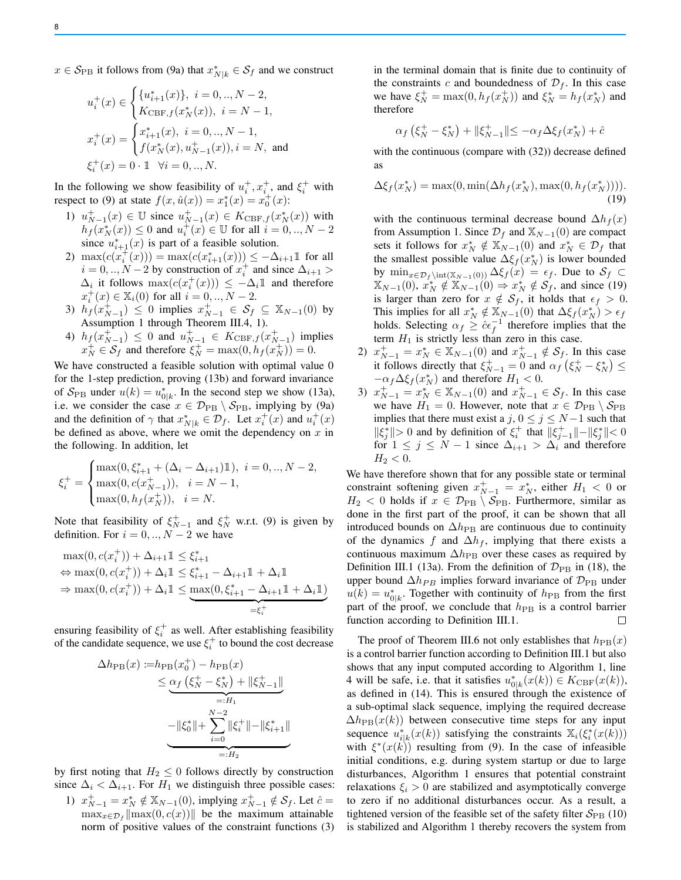$x \in \mathcal{S}_{\mathrm{PB}}$ it follows from (9a) that $x^*_{N|k} \in \mathcal{S}_f$ and we construct

$$u_i^+(x) \in \begin{cases} \{u^*_{i+1}(x)\}, \ i = 0, .., N-2, \\ K_{\mathrm{CBF},f}(x^*_N(x)), \ i = N-1, \end{cases}$$

$$x_i^+(x) = \begin{cases} x^*_{i+1}(x), \ i = 0, .., N-1, \\ f(x^*_N(x), u^+_{N-1}(x)), i = N, \text{ and} \end{cases}$$

$$\xi_i^+(x) = 0 \cdot \mathbb{1} \quad \forall i = 0, .., N.$$

In the following we show feasibility of $u_i^+, x_i^+$, and $\xi_i^+$ with respect to (9) at state $f(x, \hat{u}(x)) = x^*_1(x) = x^+_0(x)$:

1) $u^+_{N-1}(x) \in \mathbb{U}$ since $u^+_{N-1}(x) \in K_{\mathrm{CBF},f}(x^*_N(x))$ with $h_f(x^*_N(x)) \leq 0$ and $u^+_i(x) \in \mathbb{U}$ for all $i = 0, .., N-2$ since $u^*_{i+1}(x)$ is part of a feasible solution.
2) $\max(c(x_i^+(x))) = \max(c(x^*_{i+1}(x))) \leq -\Delta_{i+1}\mathbb{1}$ for all $i = 0, .., N-2$ by construction of $x_i^+$ and since $\Delta_{i+1} > \Delta_i$ it follows $\max(c(x_i^+(x))) \leq -\Delta_i \mathbb{1}$ and therefore $x_i^+(x) \in \mathbb{X}_i(0)$ for all $i = 0, .., N-2$.
3) $h_f(x^+_{N-1}) \leq 0$ implies $x^+_{N-1} \in \mathcal{S}_f \subseteq \mathbb{X}_{N-1}(0)$ by Assumption 1 through Theorem III.4, 1).
4) $h_f(x^+_{N-1}) \leq 0$ and $u^+_{N-1} \in K_{\mathrm{CBF},f}(x^+_{N-1})$ implies $x^+_N \in \mathcal{S}_f$ and therefore $\xi^+_N = \max(0, h_f(x^+_N)) = 0$.

We have constructed a feasible solution with optimal value 0 for the 1-step prediction, proving (13b) and forward invariance of $\mathcal{S}_{\mathrm{PB}}$ under $u(k) = u^*_{0|k}$. In the second step we show (13a), i.e. we consider the case $x \in \mathcal{D}_{\mathrm{PB}} \setminus \mathcal{S}_{\mathrm{PB}}$, implying by (9a) and the definition of $\gamma$ that $x^*_{N|k} \in \mathcal{D}_f$. Let $x_i^+(x)$ and $u_i^+(x)$ be defined as above, where we omit the dependency on $x$ in the following. In addition, let

$$\xi_i^+ = \begin{cases} \max(0, \xi^*_{i+1} + (\Delta_i - \Delta_{i+1})\mathbb{1}), \ i = 0, .., N-2, \\ \max(0, c(x^+_{N-1})), \quad i = N-1, \\ \max(0, h_f(x^+_N)), \quad i = N. \end{cases}$$

Note that feasibility of $\xi^+_{N-1}$ and $\xi^+_N$ w.r.t. (9) is given by definition. For $i = 0, .., N-2$ we have

$$\begin{aligned}
&\max(0, c(x_i^+)) + \Delta_{i+1}\mathbb{1} \leq \xi^*_{i+1} \\
\Leftrightarrow &\max(0, c(x_i^+)) + \Delta_i \mathbb{1} \leq \xi^*_{i+1} - \Delta_{i+1}\mathbb{1} + \Delta_i \mathbb{1} \\
\Rightarrow &\max(0, c(x_i^+)) + \Delta_i \mathbb{1} \leq \underbrace{\max(0, \xi^*_{i+1} - \Delta_{i+1}\mathbb{1} + \Delta_i \mathbb{1})}_{=\xi_i^+}
\end{aligned}$$

ensuring feasibility of $\xi_i^+$ as well. After establishing feasibility of the candidate sequence, we use $\xi_i^+$ to bound the cost decrease

$$\begin{aligned}
\Delta h_{\mathrm{PB}}(x) :=& h_{\mathrm{PB}}(x_0^+) - h_{\mathrm{PB}}(x) \\
\leq& \underbrace{\alpha_f\left(\xi^+_N - \xi^*_N\right) + \|\xi^+_{N-1}\|}_{=:H_1} \\
& \underbrace{-\|\xi^*_0\| + \sum_{i=0}^{N-2} \|\xi_i^+\| - \|\xi^*_{i+1}\|}_{=:H_2}
\end{aligned}$$

by first noting that $H_2 \leq 0$ follows directly by construction since $\Delta_i < \Delta_{i+1}$. For $H_1$ we distinguish three possible cases:

1) $x^+_{N-1} = x^*_N \notin \mathbb{X}_{N-1}(0)$, implying $x^+_{N-1} \notin \mathcal{S}_f$. Let $\hat{c} = \max_{x \in \mathcal{D}_f} \|\max(0, c(x))\|$ be the maximum attainable norm of positive values of the constraint functions (3) in the terminal domain that is finite due to continuity of the constraints $c$ and boundedness of $\mathcal{D}_f$. In this case we have $\xi^+_N = \max(0, h_f(x^+_N))$ and $\xi^*_N = h_f(x^*_N)$ and therefore

$$\alpha_f\left(\xi^+_N - \xi^*_N\right) + \|\xi^+_{N-1}\| \leq -\alpha_f \Delta\xi_f(x^*_N) + \hat{c}$$

with the continuous (compare with (32)) decrease defined as

$$\Delta\xi_f(x^*_N) = \max(0, \min(\Delta h_f(x^*_N), \max(0, h_f(x^*_N)))). \tag{19}$$

with the continuous terminal decrease bound $\Delta h_f(x)$ from Assumption 1. Since $\mathcal{D}_f$ and $\mathbb{X}_{N-1}(0)$ are compact sets it follows for $x^*_N \notin \mathbb{X}_{N-1}(0)$ and $x^*_N \in \mathcal{D}_f$ that the smallest possible value $\Delta\xi_f(x^*_N)$ is lower bounded by $\min_{x \in \mathcal{D}_f \setminus \mathrm{int}(\mathbb{X}_{N-1}(0))} \Delta\xi_f(x) = \epsilon_f$. Due to $\mathcal{S}_f \subset \mathbb{X}_{N-1}(0)$, $x^*_N \notin \mathbb{X}_{N-1}(0) \Rightarrow x^*_N \notin \mathcal{S}_f$, and since (19) is larger than zero for $x \notin \mathcal{S}_f$, it holds that $\epsilon_f > 0$. This implies for all $x^*_N \notin \mathbb{X}_{N-1}(0)$ that $\Delta\xi_f(x^*_N) > \epsilon_f$ holds. Selecting $\alpha_f \geq \hat{c}\epsilon_f^{-1}$ therefore implies that the term $H_1$ is strictly less than zero in this case.

2) $x^+_{N-1} = x^*_N \in \mathbb{X}_{N-1}(0)$ and $x^+_{N-1} \notin \mathcal{S}_f$. In this case it follows directly that $\xi^+_{N-1} = 0$ and $\alpha_f\left(\xi^+_N - \xi^*_N\right) \leq -\alpha_f \Delta\xi_f(x^*_N)$ and therefore $H_1 < 0$.
3) $x^+_{N-1} = x^*_N \in \mathbb{X}_{N-1}(0)$ and $x^+_{N-1} \in \mathcal{S}_f$. In this case we have $H_1 = 0$. However, note that $x \in \mathcal{D}_{\mathrm{PB}} \setminus \mathcal{S}_{\mathrm{PB}}$ implies that there must exist a $j$, $0 \leq j \leq N-1$ such that $\|\xi^*_j\| > 0$ and by definition of $\xi_i^+$ that $\|\xi^+_{j-1}\| - \|\xi^*_j\| < 0$ for $1 \leq j \leq N-1$ since $\Delta_{i+1} > \Delta_i$ and therefore $H_2 < 0$.

We have therefore shown that for any possible state or terminal constraint softening given $x^+_{N-1} = x^*_N$, either $H_1 < 0$ or $H_2 < 0$ holds if $x \in \mathcal{D}_{\mathrm{PB}} \setminus \mathcal{S}_{\mathrm{PB}}$. Furthermore, similar as done in the first part of the proof, it can be shown that all introduced bounds on $\Delta h_{\mathrm{PB}}$ are continuous due to continuity of the dynamics $f$ and $\Delta h_f$, implying that there exists a continuous maximum $\Delta h_{\mathrm{PB}}$ over these cases as required by Definition III.1 (13a). From the definition of $\mathcal{D}_{\mathrm{PB}}$ in (18), the upper bound $\Delta h_{PB}$ implies forward invariance of $\mathcal{D}_{\mathrm{PB}}$ under $u(k) = u^*_{0|k}$. Together with continuity of $h_{\mathrm{PB}}$ from the first part of the proof, we conclude that $h_{\mathrm{PB}}$ is a control barrier function according to Definition III.1. $\square$

The proof of Theorem III.6 not only establishes that $h_{\mathrm{PB}}(x)$ is a control barrier function according to Definition III.1 but also shows that any input computed according to Algorithm 1, line 4 will be safe, i.e. that it satisfies $u^*_{0|k}(x(k)) \in K_{\mathrm{CBF}}(x(k))$, as defined in (14). This is ensured through the existence of a sub-optimal slack sequence, implying the required decrease $\Delta h_{\mathrm{PB}}(x(k))$ between consecutive time steps for any input sequence $u^*_{i|k}(x(k))$ satisfying the constraints $\mathbb{X}_i(\xi^*_i(x(k)))$ with $\xi^*(x(k))$ resulting from (9). In the case of infeasible initial conditions, e.g. during system startup or due to large disturbances, Algorithm 1 ensures that potential constraint relaxations $\xi_i > 0$ are stabilized and asymptotically converge to zero if no additional disturbances occur. As a result, a tightened version of the feasible set of the safety filter $\mathcal{S}_{\mathrm{PB}}$ (10) is stabilized and Algorithm 1 thereby recovers the system from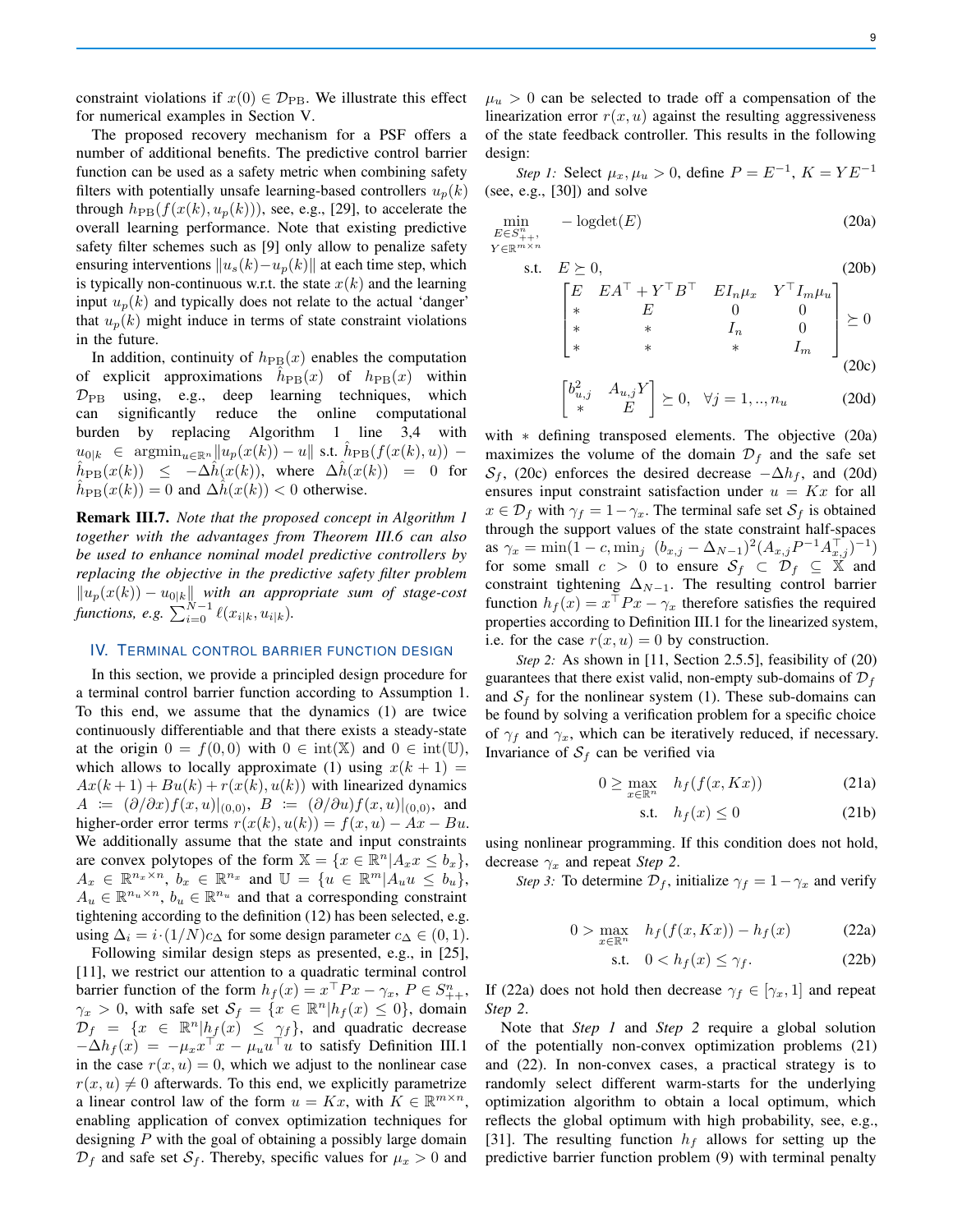constraint violations if $x(0) \in \mathcal{D}_{\rm PB}$. We illustrate this effect for numerical examples in Section V.

The proposed recovery mechanism for a PSF offers a number of additional benefits. The predictive control barrier function can be used as a safety metric when combining safety filters with potentially unsafe learning-based controllers $u_p(k)$ through $h_{\rm PB}(f(x(k), u_p(k)))$, see, e.g., [29], to accelerate the overall learning performance. Note that existing predictive safety filter schemes such as [9] only allow to penalize safety ensuring interventions $\|u_s(k) - u_p(k)\|$ at each time step, which is typically non-continuous w.r.t. the state $x(k)$ and the learning input $u_p(k)$ and typically does not relate to the actual 'danger' that $u_p(k)$ might induce in terms of state constraint violations in the future.

In addition, continuity of $h_{\rm PB}(x)$ enables the computation of explicit approximations $\hat{h}_{\rm PB}(x)$ of $h_{\rm PB}(x)$ within $\mathcal{D}_{\rm PB}$ using, e.g., deep learning techniques, which can significantly reduce the online computational burden by replacing Algorithm 1 line 3,4 with $u_{0|k} \in \operatorname{argmin}_{u \in \mathbb{R}^n} \|u_p(x(k)) - u\|$ s.t. $\hat{h}_{\rm PB}(f(x(k), u)) - \hat{h}_{\rm PB}(x(k)) \leq -\Delta\hat{h}(x(k))$, where $\Delta\hat{h}(x(k)) = 0$ for $\hat{h}_{\rm PB}(x(k)) = 0$ and $\Delta\hat{h}(x(k)) < 0$ otherwise.

**Remark III.7.** *Note that the proposed concept in Algorithm 1 together with the advantages from Theorem III.6 can also be used to enhance nominal model predictive controllers by replacing the objective in the predictive safety filter problem $\|u_p(x(k)) - u_{0|k}\|$ with an appropriate sum of stage-cost functions, e.g. $\sum_{i=0}^{N-1} \ell(x_{i|k}, u_{i|k})$.*

## IV. Terminal control barrier function design

In this section, we provide a principled design procedure for a terminal control barrier function according to Assumption 1. To this end, we assume that the dynamics (1) are twice continuously differentiable and that there exists a steady-state at the origin $0 = f(0,0)$ with $0 \in \operatorname{int}(\mathbb{X})$ and $0 \in \operatorname{int}(\mathbb{U})$, which allows to locally approximate (1) using $x(k+1) = Ax(k+1) + Bu(k) + r(x(k), u(k))$ with linearized dynamics $A := (\partial/\partial x) f(x,u)|_{(0,0)}$, $B := (\partial/\partial u) f(x,u)|_{(0,0)}$, and higher-order error terms $r(x(k), u(k)) = f(x,u) - Ax - Bu$. We additionally assume that the state and input constraints are convex polytopes of the form $\mathbb{X} = \{x \in \mathbb{R}^n | A_x x \leq b_x\}$, $A_x \in \mathbb{R}^{n_x \times n}$, $b_x \in \mathbb{R}^{n_x}$ and $\mathbb{U} = \{u \in \mathbb{R}^m | A_u u \leq b_u\}$, $A_u \in \mathbb{R}^{n_u \times n}$, $b_u \in \mathbb{R}^{n_u}$ and that a corresponding constraint tightening according to the definition (12) has been selected, e.g. using $\Delta_i = i \cdot (1/N) c_\Delta$ for some design parameter $c_\Delta \in (0,1)$.

Following similar design steps as presented, e.g., in [25], [11], we restrict our attention to a quadratic terminal control barrier function of the form $h_f(x) = x^\top P x - \gamma_x$, $P \in S^n_{++}$, $\gamma_x > 0$, with safe set $\mathcal{S}_f = \{x \in \mathbb{R}^n | h_f(x) \leq 0\}$, domain $\mathcal{D}_f = \{x \in \mathbb{R}^n | h_f(x) \leq \gamma_f\}$, and quadratic decrease $-\Delta h_f(x) = -\mu_x x^\top x - \mu_u u^\top u$ to satisfy Definition III.1 in the case $r(x,u) = 0$, which we adjust to the nonlinear case $r(x,u) \neq 0$ afterwards. To this end, we explicitly parametrize a linear control law of the form $u = Kx$, with $K \in \mathbb{R}^{m \times n}$, enabling application of convex optimization techniques for designing $P$ with the goal of obtaining a possibly large domain $\mathcal{D}_f$ and safe set $\mathcal{S}_f$. Thereby, specific values for $\mu_x > 0$ and $\mu_u > 0$ can be selected to trade off a compensation of the linearization error $r(x,u)$ against the resulting aggressiveness of the state feedback controller. This results in the following design:

*Step 1:* Select $\mu_x, \mu_u > 0$, define $P = E^{-1}$, $K = YE^{-1}$ (see, e.g., [30]) and solve

$$\min_{\substack{E \in S^n_{++},\\ Y \in \mathbb{R}^{m \times n}}} \quad -\operatorname{logdet}(E) \tag{20a}$$

$$\text{s.t.} \quad E \succeq 0, \tag{20b}$$

$$\begin{bmatrix} E & EA^\top + Y^\top B^\top & EI_n \mu_x & Y^\top I_m \mu_u \\ * & E & 0 & 0 \\ * & * & I_n & 0 \\ * & * & * & I_m \end{bmatrix} \succeq 0 \tag{20c}$$

$$\begin{bmatrix} b_{u,j}^2 & A_{u,j} Y \\ * & E \end{bmatrix} \succeq 0, \quad \forall j = 1, .., n_u \tag{20d}$$

with $*$ defining transposed elements. The objective (20a) maximizes the volume of the domain $\mathcal{D}_f$ and the safe set $\mathcal{S}_f$, (20c) enforces the desired decrease $-\Delta h_f$, and (20d) ensures input constraint satisfaction under $u = Kx$ for all $x \in \mathcal{D}_f$ with $\gamma_f = 1 - \gamma_x$. The terminal safe set $\mathcal{S}_f$ is obtained through the support values of the state constraint half-spaces as $\gamma_x = \min(1 - c, \min_j \ (b_{x,j} - \Delta_{N-1})^2 (A_{x,j} P^{-1} A_{x,j}^\top)^{-1})$ for some small $c > 0$ to ensure $\mathcal{S}_f \subset \mathcal{D}_f \subseteq \mathbb{X}$ and constraint tightening $\Delta_{N-1}$. The resulting control barrier function $h_f(x) = x^\top P x - \gamma_x$ therefore satisfies the required properties according to Definition III.1 for the linearized system, i.e. for the case $r(x,u) = 0$ by construction.

*Step 2:* As shown in [11, Section 2.5.5], feasibility of (20) guarantees that there exist valid, non-empty sub-domains of $\mathcal{D}_f$ and $\mathcal{S}_f$ for the nonlinear system (1). These sub-domains can be found by solving a verification problem for a specific choice of $\gamma_f$ and $\gamma_x$, which can be iteratively reduced, if necessary. Invariance of $\mathcal{S}_f$ can be verified via

$$0 \geq \max_{x \in \mathbb{R}^n} \quad h_f(f(x, Kx)) \tag{21a}$$

$$\text{s.t.} \quad h_f(x) \leq 0 \tag{21b}$$

using nonlinear programming. If this condition does not hold, decrease $\gamma_x$ and repeat *Step 2*.

*Step 3:* To determine $\mathcal{D}_f$, initialize $\gamma_f = 1 - \gamma_x$ and verify

$$0 > \max_{x \in \mathbb{R}^n} \quad h_f(f(x, Kx)) - h_f(x) \tag{22a}$$

$$\text{s.t.} \quad 0 < h_f(x) \leq \gamma_f. \tag{22b}$$

If (22a) does not hold then decrease $\gamma_f \in [\gamma_x, 1]$ and repeat *Step 2*.

Note that *Step 1* and *Step 2* require a global solution of the potentially non-convex optimization problems (21) and (22). In non-convex cases, a practical strategy is to randomly select different warm-starts for the underlying optimization algorithm to obtain a local optimum, which reflects the global optimum with high probability, see, e.g., [31]. The resulting function $h_f$ allows for setting up the predictive barrier function problem (9) with terminal penalty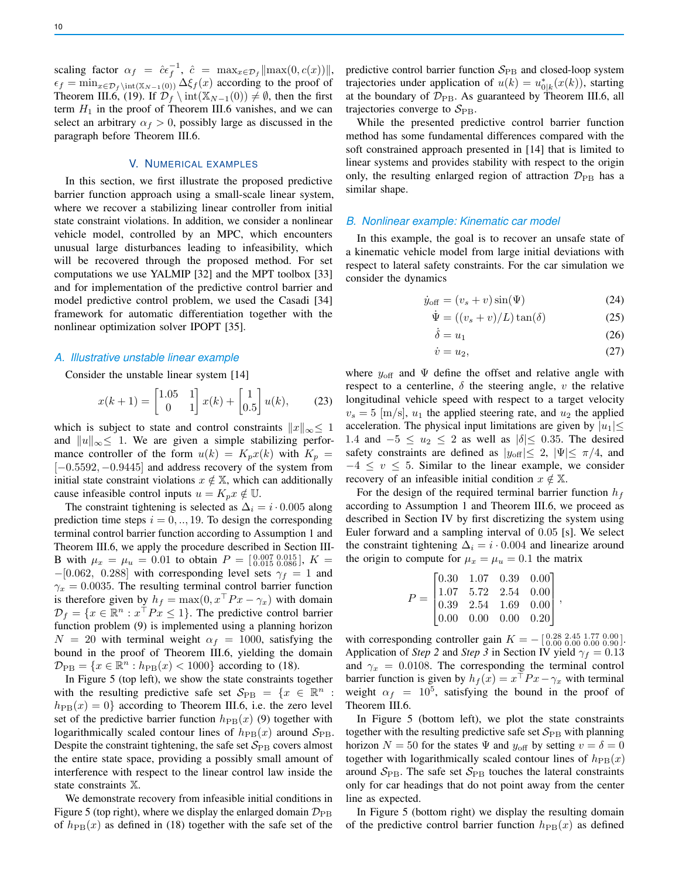scaling factor $\alpha_f = \hat{c}\epsilon_f^{-1}$, $\hat{c} = \max_{x\in\mathcal{D}_f} \|\max(0, c(x))\|$, $\epsilon_f = \min_{x\in\mathcal{D}_f \setminus \mathrm{int}(\mathbb{X}_{N-1}(0))} \Delta\xi_f(x)$ according to the proof of Theorem III.6, (19). If $\mathcal{D}_f \setminus \mathrm{int}(\mathbb{X}_{N-1}(0)) \neq \emptyset$, then the first term $H_1$ in the proof of Theorem III.6 vanishes, and we can select an arbitrary $\alpha_f > 0$, possibly large as discussed in the paragraph before Theorem III.6.

## V. Numerical examples

In this section, we first illustrate the proposed predictive barrier function approach using a small-scale linear system, where we recover a stabilizing linear controller from initial state constraint violations. In addition, we consider a nonlinear vehicle model, controlled by an MPC, which encounters unusual large disturbances leading to infeasibility, which will be recovered through the proposed method. For set computations we use YALMIP [32] and the MPT toolbox [33] and for implementation of the predictive control barrier and model predictive control problem, we used the Casadi [34] framework for automatic differentiation together with the nonlinear optimization solver IPOPT [35].

### A. Illustrative unstable linear example

Consider the unstable linear system [14]

$$x(k+1) = \begin{bmatrix} 1.05 & 1 \\ 0 & 1 \end{bmatrix} x(k) + \begin{bmatrix} 1 \\ 0.5 \end{bmatrix} u(k), \tag{23}$$

which is subject to state and control constraints $\|x\|_\infty \leq 1$ and $\|u\|_\infty \leq 1$. We are given a simple stabilizing performance controller of the form $u(k) = K_p x(k)$ with $K_p = [-0.5592, -0.9445]$ and address recovery of the system from initial state constraint violations $x \notin \mathbb{X}$, which can additionally cause infeasible control inputs $u = K_p x \notin \mathbb{U}$.

The constraint tightening is selected as $\Delta_i = i \cdot 0.005$ along prediction time steps $i = 0, .., 19$. To design the corresponding terminal control barrier function according to Assumption 1 and Theorem III.6, we apply the procedure described in Section III-B with $\mu_x = \mu_u = 0.01$ to obtain $P = \left[\begin{smallmatrix} 0.007 & 0.015 \\ 0.015 & 0.086 \end{smallmatrix}\right]$, $K = -[0.062,\ 0.288]$ with corresponding level sets $\gamma_f = 1$ and $\gamma_x = 0.0035$. The resulting terminal control barrier function is therefore given by $h_f = \max(0, x^\top P x - \gamma_x)$ with domain $\mathcal{D}_f = \{x \in \mathbb{R}^n : x^\top P x \leq 1\}$. The predictive control barrier function problem (9) is implemented using a planning horizon $N = 20$ with terminal weight $\alpha_f = 1000$, satisfying the bound in the proof of Theorem III.6, yielding the domain $\mathcal{D}_{\mathrm{PB}} = \{x \in \mathbb{R}^n : h_{\mathrm{PB}}(x) < 1000\}$ according to (18).

In Figure 5 (top left), we show the state constraints together with the resulting predictive safe set $\mathcal{S}_{\mathrm{PB}} = \{x \in \mathbb{R}^n : h_{\mathrm{PB}}(x) = 0\}$ according to Theorem III.6, i.e. the zero level set of the predictive barrier function $h_{\mathrm{PB}}(x)$ (9) together with logarithmically scaled contour lines of $h_{\mathrm{PB}}(x)$ around $\mathcal{S}_{\mathrm{PB}}$. Despite the constraint tightening, the safe set $\mathcal{S}_{\mathrm{PB}}$ covers almost the entire state space, providing a possibly small amount of interference with respect to the linear control law inside the state constraints $\mathbb{X}$.

We demonstrate recovery from infeasible initial conditions in Figure 5 (top right), where we display the enlarged domain $\mathcal{D}_{\mathrm{PB}}$ of $h_{\mathrm{PB}}(x)$ as defined in (18) together with the safe set of the predictive control barrier function $\mathcal{S}_{\mathrm{PB}}$ and closed-loop system trajectories under application of $u(k) = u^*_{0|k}(x(k))$, starting at the boundary of $\mathcal{D}_{\mathrm{PB}}$. As guaranteed by Theorem III.6, all trajectories converge to $\mathcal{S}_{\mathrm{PB}}$.

While the presented predictive control barrier function method has some fundamental differences compared with the soft constrained approach presented in [14] that is limited to linear systems and provides stability with respect to the origin only, the resulting enlarged region of attraction $\mathcal{D}_{\mathrm{PB}}$ has a similar shape.

### B. Nonlinear example: Kinematic car model

In this example, the goal is to recover an unsafe state of a kinematic vehicle model from large initial deviations with respect to lateral safety constraints. For the car simulation we consider the dynamics

$$\dot{y}_{\mathrm{off}} = (v_s + v)\sin(\Psi) \tag{24}$$

$$\dot{\Psi} = ((v_s + v)/L)\tan(\delta) \tag{25}$$

$$\dot{\delta} = u_1 \tag{26}$$

$$\dot{v} = u_2, \tag{27}$$

where $y_{\mathrm{off}}$ and $\Psi$ define the offset and relative angle with respect to a centerline, $\delta$ the steering angle, $v$ the relative longitudinal vehicle speed with respect to a target velocity $v_s = 5$ [m/s], $u_1$ the applied steering rate, and $u_2$ the applied acceleration. The physical input limitations are given by $|u_1| \leq 1.4$ and $-5 \leq u_2 \leq 2$ as well as $|\delta| \leq 0.35$. The desired safety constraints are defined as $|y_{\mathrm{off}}| \leq 2$, $|\Psi| \leq \pi/4$, and $-4 \leq v \leq 5$. Similar to the linear example, we consider recovery of an infeasible initial condition $x \notin \mathbb{X}$.

For the design of the required terminal barrier function $h_f$ according to Assumption 1 and Theorem III.6, we proceed as described in Section IV by first discretizing the system using Euler forward and a sampling interval of 0.05 [s]. We select the constraint tightening $\Delta_i = i \cdot 0.004$ and linearize around the origin to compute for $\mu_x = \mu_u = 0.1$ the matrix

$$P = \begin{bmatrix} 0.30 & 1.07 & 0.39 & 0.00 \\ 1.07 & 5.72 & 2.54 & 0.00 \\ 0.39 & 2.54 & 1.69 & 0.00 \\ 0.00 & 0.00 & 0.00 & 0.20 \end{bmatrix},$$

with corresponding controller gain $K = -\left[\begin{smallmatrix} 0.28 & 2.45 & 1.77 & 0.00 \\ 0.00 & 0.00 & 0.00 & 0.90 \end{smallmatrix}\right]$. Application of *Step 2* and *Step 3* in Section IV yield $\gamma_f = 0.13$ and $\gamma_x = 0.0108$. The corresponding the terminal control barrier function is given by $h_f(x) = x^\top P x - \gamma_x$ with terminal weight $\alpha_f = 10^5$, satisfying the bound in the proof of Theorem III.6.

In Figure 5 (bottom left), we plot the state constraints together with the resulting predictive safe set $\mathcal{S}_{\mathrm{PB}}$ with planning horizon $N = 50$ for the states $\Psi$ and $y_{\mathrm{off}}$ by setting $v = \delta = 0$ together with logarithmically scaled contour lines of $h_{\mathrm{PB}}(x)$ around $\mathcal{S}_{\mathrm{PB}}$. The safe set $\mathcal{S}_{\mathrm{PB}}$ touches the lateral constraints only for car headings that do not point away from the center line as expected.

In Figure 5 (bottom right) we display the resulting domain of the predictive control barrier function $h_{\mathrm{PB}}(x)$ as defined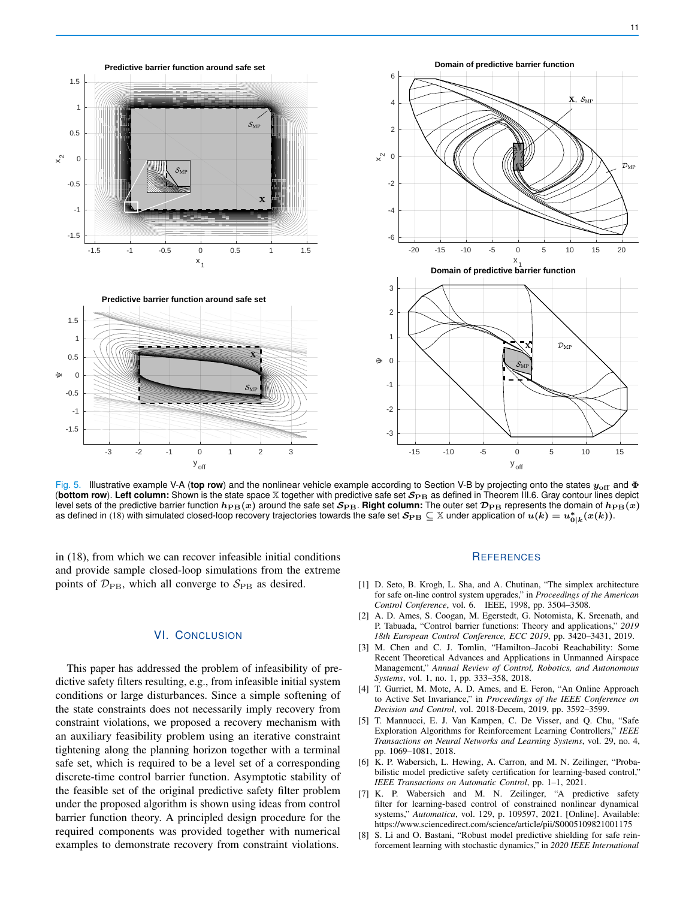Fig. 5. Illustrative example V-A (**top row**) and the nonlinear vehicle example according to Section V-B by projecting onto the states $y_{\text{off}}$ and $\Phi$ (**bottom row**). **Left column:** Shown is the state space $\mathbb{X}$ together with predictive safe set $\mathcal{S}_{\text{PB}}$ as defined in Theorem III.6. Gray contour lines depict level sets of the predictive barrier function $h_{\text{PB}}(x)$ around the safe set $\mathcal{S}_{\text{PB}}$. **Right column:** The outer set $\mathcal{D}_{\text{PB}}$ represents the domain of $h_{\text{PB}}(x)$ as defined in (18) with simulated closed-loop recovery trajectories towards the safe set $\mathcal{S}_{\text{PB}} \subseteq \mathbb{X}$ under application of $u(k) = u^*_{0|k}(x(k))$.

in (18), from which we can recover infeasible initial conditions and provide sample closed-loop simulations from the extreme points of $\mathcal{D}_{\text{PB}}$, which all converge to $\mathcal{S}_{\text{PB}}$ as desired.

## VI. Conclusion

This paper has addressed the problem of infeasibility of predictive safety filters resulting, e.g., from infeasible initial system conditions or large disturbances. Since a simple softening of the state constraints does not necessarily imply recovery from constraint violations, we proposed a recovery mechanism with an auxiliary feasibility problem using an iterative constraint tightening along the planning horizon together with a terminal safe set, which is required to be a level set of a corresponding discrete-time control barrier function. Asymptotic stability of the feasible set of the original predictive safety filter problem under the proposed algorithm is shown using ideas from control barrier function theory. A principled design procedure for the required components was provided together with numerical examples to demonstrate recovery from constraint violations.

## References

[1] D. Seto, B. Krogh, L. Sha, and A. Chutinan, "The simplex architecture for safe on-line control system upgrades," in *Proceedings of the American Control Conference*, vol. 6. IEEE, 1998, pp. 3504–3508.

[2] A. D. Ames, S. Coogan, M. Egerstedt, G. Notomista, K. Sreenath, and P. Tabuada, "Control barrier functions: Theory and applications," *2019 18th European Control Conference, ECC 2019*, pp. 3420–3431, 2019.

[3] M. Chen and C. J. Tomlin, "Hamilton–Jacobi Reachability: Some Recent Theoretical Advances and Applications in Unmanned Airspace Management," *Annual Review of Control, Robotics, and Autonomous Systems*, vol. 1, no. 1, pp. 333–358, 2018.

[4] T. Gurriet, M. Mote, A. D. Ames, and E. Feron, "An Online Approach to Active Set Invariance," in *Proceedings of the IEEE Conference on Decision and Control*, vol. 2018-Decem, 2019, pp. 3592–3599.

[5] T. Mannucci, E. J. Van Kampen, C. De Visser, and Q. Chu, "Safe Exploration Algorithms for Reinforcement Learning Controllers," *IEEE Transactions on Neural Networks and Learning Systems*, vol. 29, no. 4, pp. 1069–1081, 2018.

[6] K. P. Wabersich, L. Hewing, A. Carron, and M. N. Zeilinger, "Probabilistic model predictive safety certification for learning-based control," *IEEE Transactions on Automatic Control*, pp. 1–1, 2021.

[7] K. P. Wabersich and M. N. Zeilinger, "A predictive safety filter for learning-based control of constrained nonlinear dynamical systems," *Automatica*, vol. 129, p. 109597, 2021. [Online]. Available: https://www.sciencedirect.com/science/article/pii/S0005109821001175

[8] S. Li and O. Bastani, "Robust model predictive shielding for safe reinforcement learning with stochastic dynamics," in *2020 IEEE International*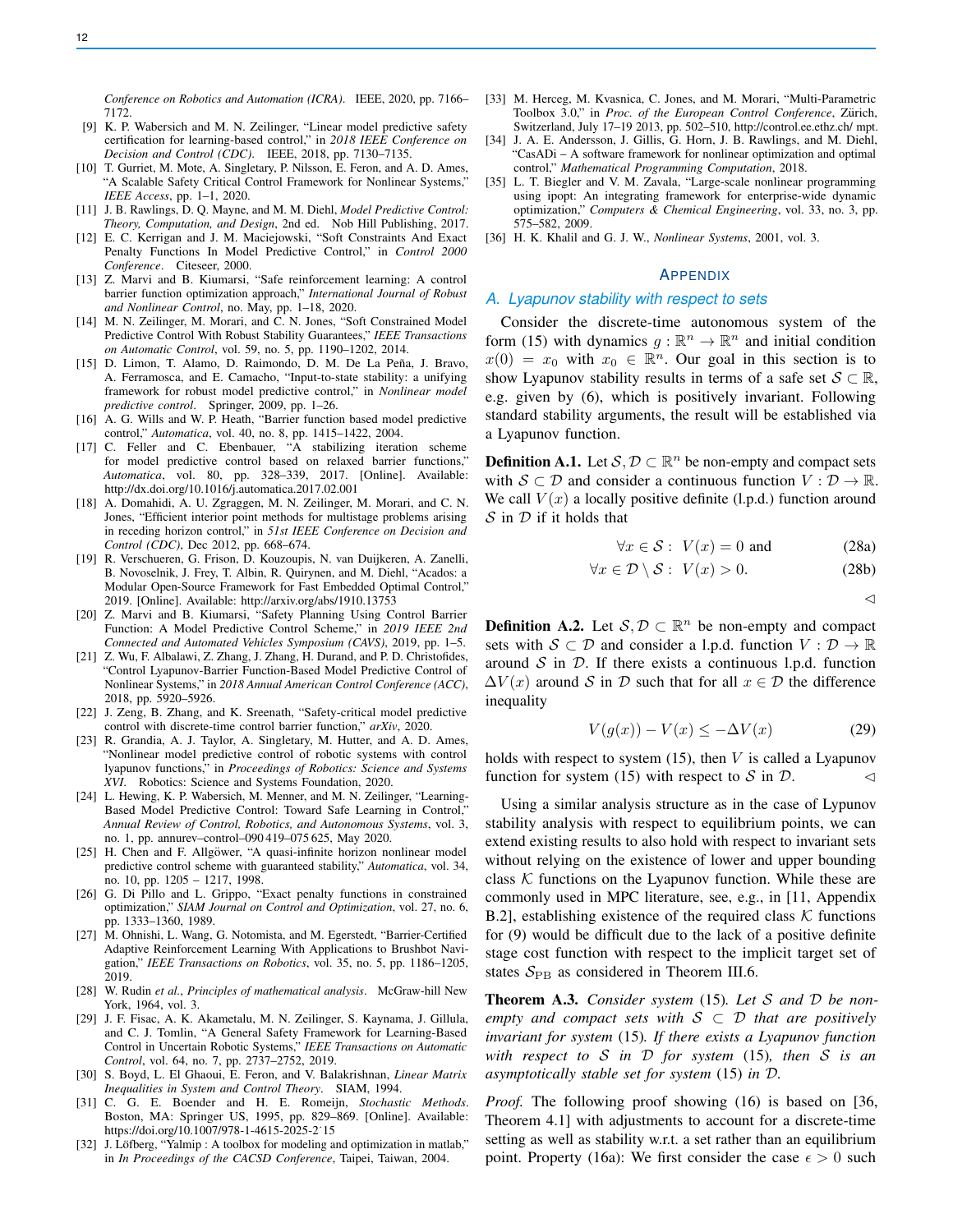Conference on Robotics and Automation (ICRA)*. IEEE, 2020, pp. 7166–7172.

[9] K. P. Wabersich and M. N. Zeilinger, "Linear model predictive safety certification for learning-based control," in *2018 IEEE Conference on Decision and Control (CDC)*. IEEE, 2018, pp. 7130–7135.

[10] T. Gurriet, M. Mote, A. Singletary, P. Nilsson, E. Feron, and A. D. Ames, "A Scalable Safety Critical Control Framework for Nonlinear Systems," *IEEE Access*, pp. 1–1, 2020.

[11] J. B. Rawlings, D. Q. Mayne, and M. M. Diehl, *Model Predictive Control: Theory, Computation, and Design*, 2nd ed. Nob Hill Publishing, 2017.

[12] E. C. Kerrigan and J. M. Maciejowski, "Soft Constraints And Exact Penalty Functions In Model Predictive Control," in *Control 2000 Conference*. Citeseer, 2000.

[13] Z. Marvi and B. Kiumarsi, "Safe reinforcement learning: A control barrier function optimization approach," *International Journal of Robust and Nonlinear Control*, no. May, pp. 1–18, 2020.

[14] M. N. Zeilinger, M. Morari, and C. N. Jones, "Soft Constrained Model Predictive Control With Robust Stability Guarantees," *IEEE Transactions on Automatic Control*, vol. 59, no. 5, pp. 1190–1202, 2014.

[15] D. Limon, T. Alamo, D. Raimondo, D. M. De La Peña, J. Bravo, A. Ferramosca, and E. Camacho, "Input-to-state stability: a unifying framework for robust model predictive control," in *Nonlinear model predictive control*. Springer, 2009, pp. 1–26.

[16] A. G. Wills and W. P. Heath, "Barrier function based model predictive control," *Automatica*, vol. 40, no. 8, pp. 1415–1422, 2004.

[17] C. Feller and C. Ebenbauer, "A stabilizing iteration scheme for model predictive control based on relaxed barrier functions," *Automatica*, vol. 80, pp. 328–339, 2017. [Online]. Available: http://dx.doi.org/10.1016/j.automatica.2017.02.001

[18] A. Domahidi, A. U. Zgraggen, M. N. Zeilinger, M. Morari, and C. N. Jones, "Efficient interior point methods for multistage problems arising in receding horizon control," in *51st IEEE Conference on Decision and Control (CDC)*, Dec 2012, pp. 668–674.

[19] R. Verschueren, G. Frison, D. Kouzoupis, N. van Duijkeren, A. Zanelli, B. Novoselnik, J. Frey, T. Albin, R. Quirynen, and M. Diehl, "Acados: a Modular Open-Source Framework for Fast Embedded Optimal Control," 2019. [Online]. Available: http://arxiv.org/abs/1910.13753

[20] Z. Marvi and B. Kiumarsi, "Safety Planning Using Control Barrier Function: A Model Predictive Control Scheme," in *2019 IEEE 2nd Connected and Automated Vehicles Symposium (CAVS)*, 2019, pp. 1–5.

[21] Z. Wu, F. Albalawi, Z. Zhang, J. Zhang, H. Durand, and P. D. Christofides, "Control Lyapunov-Barrier Function-Based Model Predictive Control of Nonlinear Systems," in *2018 Annual American Control Conference (ACC)*, 2018, pp. 5920–5926.

[22] J. Zeng, B. Zhang, and K. Sreenath, "Safety-critical model predictive control with discrete-time control barrier function," *arXiv*, 2020.

[23] R. Grandia, A. J. Taylor, A. Singletary, M. Hutter, and A. D. Ames, "Nonlinear model predictive control of robotic systems with control lyapunov functions," in *Proceedings of Robotics: Science and Systems XVI*. Robotics: Science and Systems Foundation, 2020.

[24] L. Hewing, K. P. Wabersich, M. Menner, and M. N. Zeilinger, "Learning-Based Model Predictive Control: Toward Safe Learning in Control," *Annual Review of Control, Robotics, and Autonomous Systems*, vol. 3, no. 1, pp. annurev–control–090 419–075 625, May 2020.

[25] H. Chen and F. Allgöwer, "A quasi-infinite horizon nonlinear model predictive control scheme with guaranteed stability," *Automatica*, vol. 34, no. 10, pp. 1205 – 1217, 1998.

[26] G. Di Pillo and L. Grippo, "Exact penalty functions in constrained optimization," *SIAM Journal on Control and Optimization*, vol. 27, no. 6, pp. 1333–1360, 1989.

[27] M. Ohnishi, L. Wang, G. Notomista, and M. Egerstedt, "Barrier-Certified Adaptive Reinforcement Learning With Applications to Brushbot Navigation," *IEEE Transactions on Robotics*, vol. 35, no. 5, pp. 1186–1205, 2019.

[28] W. Rudin *et al.*, *Principles of mathematical analysis*. McGraw-hill New York, 1964, vol. 3.

[29] J. F. Fisac, A. K. Akametalu, M. N. Zeilinger, S. Kaynama, J. Gillula, and C. J. Tomlin, "A General Safety Framework for Learning-Based Control in Uncertain Robotic Systems," *IEEE Transactions on Automatic Control*, vol. 64, no. 7, pp. 2737–2752, 2019.

[30] S. Boyd, L. El Ghaoui, E. Feron, and V. Balakrishnan, *Linear Matrix Inequalities in System and Control Theory*. SIAM, 1994.

[31] C. G. E. Boender and H. E. Romeijn, *Stochastic Methods*. Boston, MA: Springer US, 1995, pp. 829–869. [Online]. Available: https://doi.org/10.1007/978-1-4615-2025-2˙15

[32] J. Löfberg, "Yalmip : A toolbox for modeling and optimization in matlab," in *In Proceedings of the CACSD Conference*, Taipei, Taiwan, 2004.

[33] M. Herceg, M. Kvasnica, C. Jones, and M. Morari, "Multi-Parametric Toolbox 3.0," in *Proc. of the European Control Conference*, Zürich, Switzerland, July 17–19 2013, pp. 502–510, http://control.ee.ethz.ch/ mpt.

[34] J. A. E. Andersson, J. Gillis, G. Horn, J. B. Rawlings, and M. Diehl, "CasADi – A software framework for nonlinear optimization and optimal control," *Mathematical Programming Computation*, 2018.

[35] L. T. Biegler and V. M. Zavala, "Large-scale nonlinear programming using ipopt: An integrating framework for enterprise-wide dynamic optimization," *Computers & Chemical Engineering*, vol. 33, no. 3, pp. 575–582, 2009.

[36] H. K. Khalil and G. J. W., *Nonlinear Systems*, 2001, vol. 3.

# Appendix

## A. Lyapunov stability with respect to sets

Consider the discrete-time autonomous system of the form (15) with dynamics $g : \mathbb{R}^n \to \mathbb{R}^n$ and initial condition $x(0) = x_0$ with $x_0 \in \mathbb{R}^n$. Our goal in this section is to show Lyapunov stability results in terms of a safe set $\mathcal{S} \subset \mathbb{R}$, e.g. given by (6), which is positively invariant. Following standard stability arguments, the result will be established via a Lyapunov function.

**Definition A.1.** Let $\mathcal{S}, \mathcal{D} \subset \mathbb{R}^n$ be non-empty and compact sets with $\mathcal{S} \subset \mathcal{D}$ and consider a continuous function $V : \mathcal{D} \to \mathbb{R}$. We call $V(x)$ a locally positive definite (l.p.d.) function around $\mathcal{S}$ in $\mathcal{D}$ if it holds that

$$\forall x \in \mathcal{S} : \; V(x) = 0 \text{ and} \tag{28a}$$

$$\forall x \in \mathcal{D} \setminus \mathcal{S} : \; V(x) > 0. \tag{28b}$$

$\triangleleft$

**Definition A.2.** Let $\mathcal{S}, \mathcal{D} \subset \mathbb{R}^n$ be non-empty and compact sets with $\mathcal{S} \subset \mathcal{D}$ and consider a l.p.d. function $V : \mathcal{D} \to \mathbb{R}$ around $\mathcal{S}$ in $\mathcal{D}$. If there exists a continuous l.p.d. function $\Delta V(x)$ around $\mathcal{S}$ in $\mathcal{D}$ such that for all $x \in \mathcal{D}$ the difference inequality

$$V(g(x)) - V(x) \leq -\Delta V(x) \tag{29}$$

holds with respect to system (15), then $V$ is called a Lyapunov function for system (15) with respect to $\mathcal{S}$ in $\mathcal{D}$. $\triangleleft$

Using a similar analysis structure as in the case of Lypunov stability analysis with respect to equilibrium points, we can extend existing results to also hold with respect to invariant sets without relying on the existence of lower and upper bounding class $\mathcal{K}$ functions on the Lyapunov function. While these are commonly used in MPC literature, see, e.g., in [11, Appendix B.2], establishing existence of the required class $\mathcal{K}$ functions for (9) would be difficult due to the lack of a positive definite stage cost function with respect to the implicit target set of states $\mathcal{S}_{\mathrm{PB}}$ as considered in Theorem III.6.

**Theorem A.3.** *Consider system* (15)*. Let $\mathcal{S}$ and $\mathcal{D}$ be non-empty and compact sets with $\mathcal{S} \subset \mathcal{D}$ that are positively invariant for system* (15)*. If there exists a Lyapunov function with respect to $\mathcal{S}$ in $\mathcal{D}$ for system* (15)*, then $\mathcal{S}$ is an asymptotically stable set for system* (15) *in $\mathcal{D}$.*

*Proof.* The following proof showing (16) is based on [36, Theorem 4.1] with adjustments to account for a discrete-time setting as well as stability w.r.t. a set rather than an equilibrium point. Property (16a): We first consider the case $\epsilon > 0$ such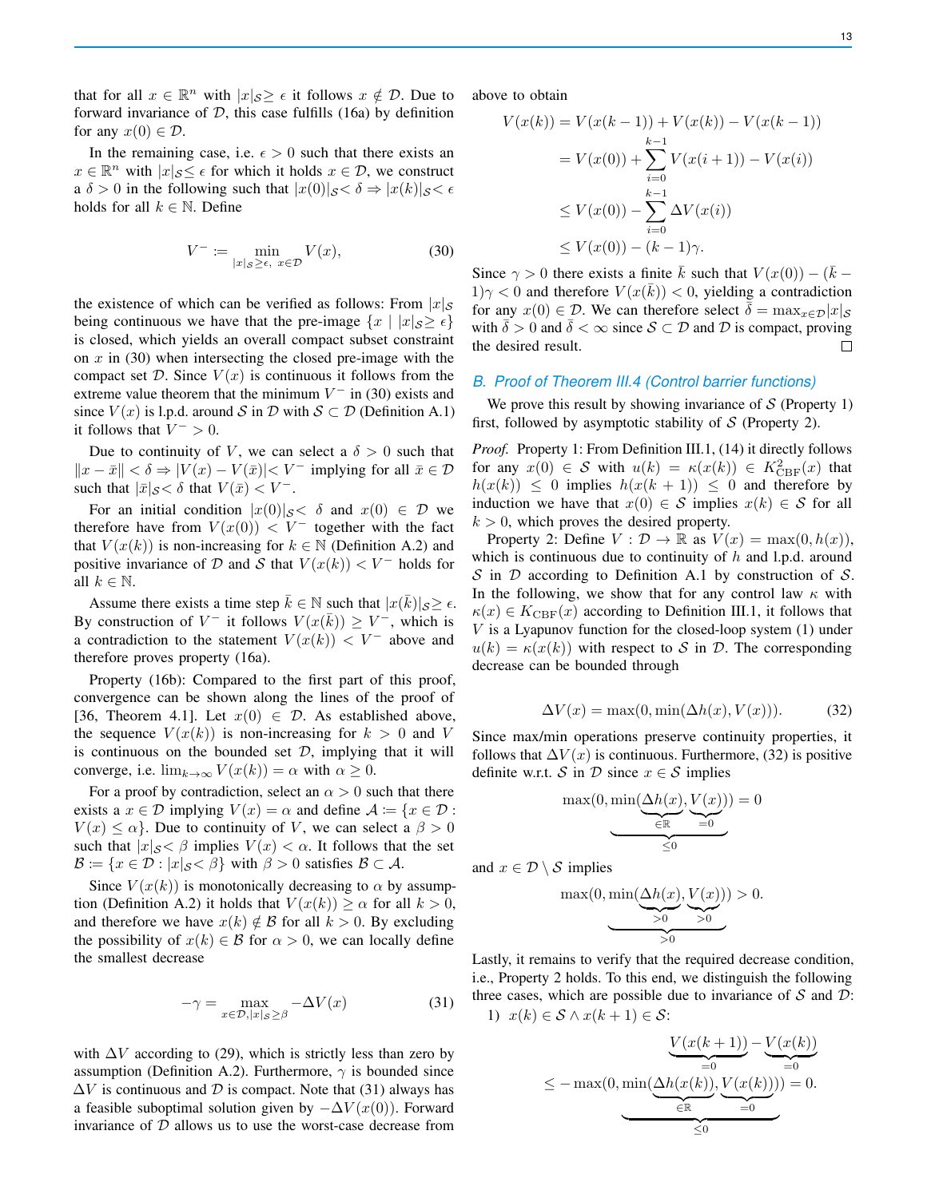that for all $x \in \mathbb{R}^n$ with $|x|_\mathcal{S} \geq \epsilon$ it follows $x \notin \mathcal{D}$. Due to forward invariance of $\mathcal{D}$, this case fulfills (16a) by definition for any $x(0) \in \mathcal{D}$.

In the remaining case, i.e. $\epsilon > 0$ such that there exists an $x \in \mathbb{R}^n$ with $|x|_\mathcal{S} \leq \epsilon$ for which it holds $x \in \mathcal{D}$, we construct a $\delta > 0$ in the following such that $|x(0)|_\mathcal{S} < \delta \Rightarrow |x(k)|_\mathcal{S} < \epsilon$ holds for all $k \in \mathbb{N}$. Define

$$V^- := \min_{|x|_\mathcal{S} \geq \epsilon,\ x \in \mathcal{D}} V(x), \tag{30}$$

the existence of which can be verified as follows: From $|x|_\mathcal{S}$ being continuous we have that the pre-image $\{x \mid |x|_\mathcal{S} \geq \epsilon\}$ is closed, which yields an overall compact subset constraint on $x$ in (30) when intersecting the closed pre-image with the compact set $\mathcal{D}$. Since $V(x)$ is continuous it follows from the extreme value theorem that the minimum $V^-$ in (30) exists and since $V(x)$ is l.p.d. around $\mathcal{S}$ in $\mathcal{D}$ with $\mathcal{S} \subset \mathcal{D}$ (Definition A.1) it follows that $V^- > 0$.

Due to continuity of $V$, we can select a $\delta > 0$ such that $\|x - \bar{x}\| < \delta \Rightarrow |V(x) - V(\bar{x})| < V^-$ implying for all $\bar{x} \in \mathcal{D}$ such that $|\bar{x}|_\mathcal{S} < \delta$ that $V(\bar{x}) < V^-$.

For an initial condition $|x(0)|_\mathcal{S} < \delta$ and $x(0) \in \mathcal{D}$ we therefore have from $V(x(0)) < V^-$ together with the fact that $V(x(k))$ is non-increasing for $k \in \mathbb{N}$ (Definition A.2) and positive invariance of $\mathcal{D}$ and $\mathcal{S}$ that $V(x(k)) < V^-$ holds for all $k \in \mathbb{N}$.

Assume there exists a time step $\bar{k} \in \mathbb{N}$ such that $|x(\bar{k})|_\mathcal{S} \geq \epsilon$. By construction of $V^-$ it follows $V(x(\bar{k})) \geq V^-$, which is a contradiction to the statement $V(x(k)) < V^-$ above and therefore proves property (16a).

Property (16b): Compared to the first part of this proof, convergence can be shown along the lines of the proof of [36, Theorem 4.1]. Let $x(0) \in \mathcal{D}$. As established above, the sequence $V(x(k))$ is non-increasing for $k > 0$ and $V$ is continuous on the bounded set $\mathcal{D}$, implying that it will converge, i.e. $\lim_{k\to\infty} V(x(k)) = \alpha$ with $\alpha \geq 0$.

For a proof by contradiction, select an $\alpha > 0$ such that there exists a $x \in \mathcal{D}$ implying $V(x) = \alpha$ and define $\mathcal{A} := \{x \in \mathcal{D} : V(x) \leq \alpha\}$. Due to continuity of $V$, we can select a $\beta > 0$ such that $|x|_\mathcal{S} < \beta$ implies $V(x) < \alpha$. It follows that the set $\mathcal{B} := \{x \in \mathcal{D} : |x|_\mathcal{S} < \beta\}$ with $\beta > 0$ satisfies $\mathcal{B} \subset \mathcal{A}$.

Since $V(x(k))$ is monotonically decreasing to $\alpha$ by assumption (Definition A.2) it holds that $V(x(k)) \geq \alpha$ for all $k > 0$, and therefore we have $x(k) \notin \mathcal{B}$ for all $k > 0$. By excluding the possibility of $x(k) \in \mathcal{B}$ for $\alpha > 0$, we can locally define the smallest decrease

$$-\gamma = \max_{x \in \mathcal{D}, |x|_\mathcal{S} \geq \beta} -\Delta V(x) \tag{31}$$

with $\Delta V$ according to (29), which is strictly less than zero by assumption (Definition A.2). Furthermore, $\gamma$ is bounded since $\Delta V$ is continuous and $\mathcal{D}$ is compact. Note that (31) always has a feasible suboptimal solution given by $-\Delta V(x(0))$. Forward invariance of $\mathcal{D}$ allows us to use the worst-case decrease from above to obtain

$$\begin{aligned} V(x(k)) &= V(x(k-1)) + V(x(k)) - V(x(k-1)) \\ &= V(x(0)) + \sum_{i=0}^{k-1} V(x(i+1)) - V(x(i)) \\ &\leq V(x(0)) - \sum_{i=0}^{k-1} \Delta V(x(i)) \\ &\leq V(x(0)) - (k-1)\gamma. \end{aligned}$$

Since $\gamma > 0$ there exists a finite $\bar{k}$ such that $V(x(0)) - (\bar{k} - 1)\gamma < 0$ and therefore $V(x(\bar{k})) < 0$, yielding a contradiction for any $x(0) \in \mathcal{D}$. We can therefore select $\bar{\delta} = \max_{x \in \mathcal{D}} |x|_\mathcal{S}$ with $\bar{\delta} > 0$ and $\bar{\delta} < \infty$ since $\mathcal{S} \subset \mathcal{D}$ and $\mathcal{D}$ is compact, proving the desired result. □

## B. Proof of Theorem III.4 (Control barrier functions)

We prove this result by showing invariance of $\mathcal{S}$ (Property 1) first, followed by asymptotic stability of $\mathcal{S}$ (Property 2).

*Proof.* Property 1: From Definition III.1, (14) it directly follows for any $x(0) \in \mathcal{S}$ with $u(k) = \kappa(x(k)) \in K^2_{\mathrm{CBF}}(x)$ that $h(x(k)) \leq 0$ implies $h(x(k+1)) \leq 0$ and therefore by induction we have that $x(0) \in \mathcal{S}$ implies $x(k) \in \mathcal{S}$ for all $k > 0$, which proves the desired property.

Property 2: Define $V : \mathcal{D} \to \mathbb{R}$ as $V(x) = \max(0, h(x))$, which is continuous due to continuity of $h$ and l.p.d. around $\mathcal{S}$ in $\mathcal{D}$ according to Definition A.1 by construction of $\mathcal{S}$. In the following, we show that for any control law $\kappa$ with $\kappa(x) \in K_{\mathrm{CBF}}(x)$ according to Definition III.1, it follows that $V$ is a Lyapunov function for the closed-loop system (1) under $u(k) = \kappa(x(k))$ with respect to $\mathcal{S}$ in $\mathcal{D}$. The corresponding decrease can be bounded through

$$\Delta V(x) = \max(0, \min(\Delta h(x), V(x))). \tag{32}$$

Since max/min operations preserve continuity properties, it follows that $\Delta V(x)$ is continuous. Furthermore, (32) is positive definite w.r.t. $\mathcal{S}$ in $\mathcal{D}$ since $x \in \mathcal{S}$ implies

$$\underbrace{\max(0, \min(\underbrace{\Delta h(x)}_{\in \mathbb{R}}, \underbrace{V(x)}_{=0}))}_{\leq 0} = 0$$

and $x \in \mathcal{D} \setminus \mathcal{S}$ implies

$$\underbrace{\max(0, \min(\underbrace{\Delta h(x)}_{>0}, \underbrace{V(x)}_{>0}))}_{>0} > 0.$$

Lastly, it remains to verify that the required decrease condition, i.e., Property 2 holds. To this end, we distinguish the following three cases, which are possible due to invariance of $\mathcal{S}$ and $\mathcal{D}$:

1) $x(k) \in \mathcal{S} \wedge x(k+1) \in \mathcal{S}$:

$$\begin{aligned} &\underbrace{V(x(k+1))}_{=0} - \underbrace{V(x(k))}_{=0} \\ &\leq \underbrace{-\max(0, \min(\underbrace{\Delta h(x(k))}_{\in \mathbb{R}}, \underbrace{V(x(k))}_{=0}))}_{\leq 0} = 0. \end{aligned}$$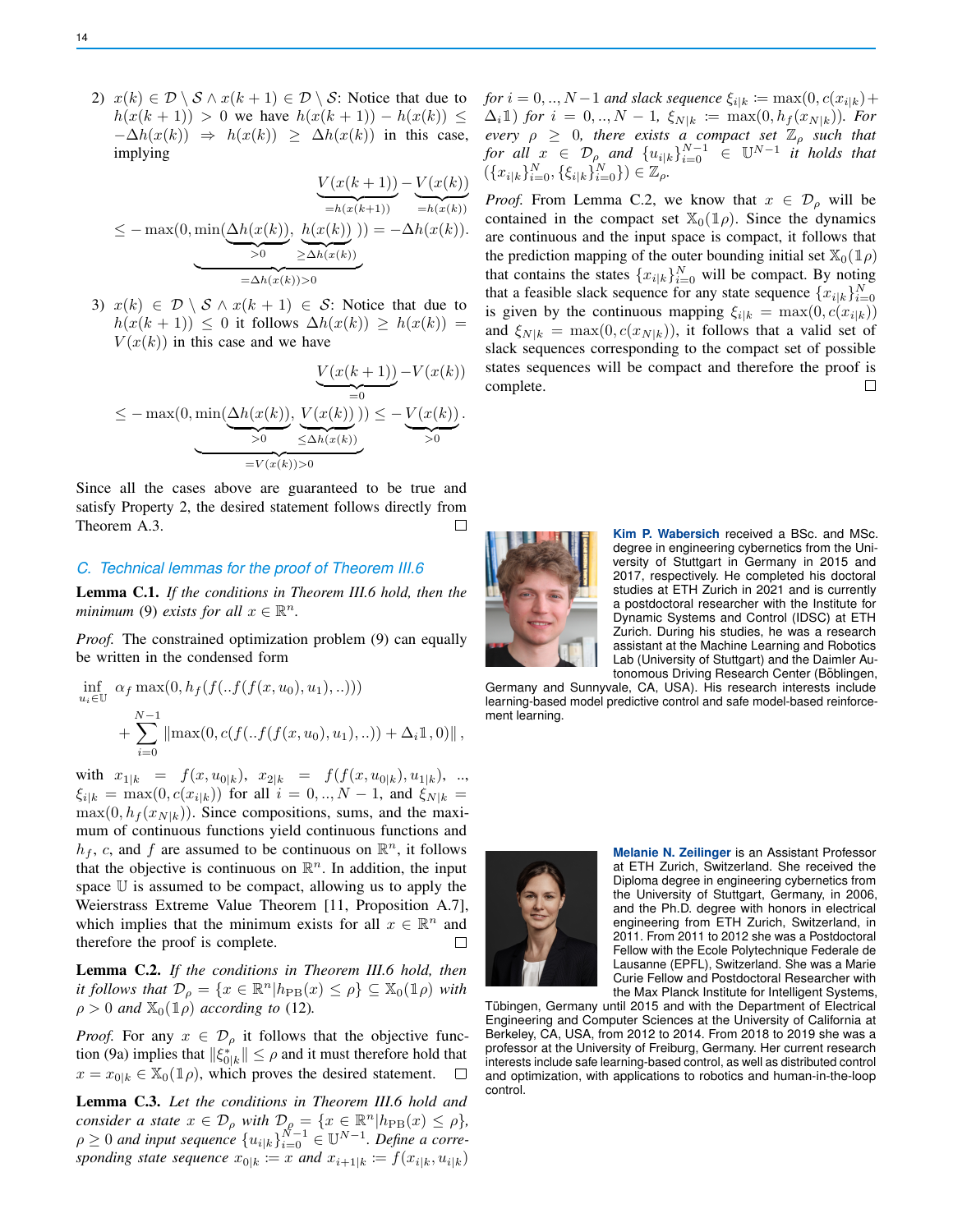2) $x(k) \in \mathcal{D} \setminus \mathcal{S} \wedge x(k+1) \in \mathcal{D} \setminus \mathcal{S}$: Notice that due to $h(x(k+1)) > 0$ we have $h(x(k+1)) - h(x(k)) \leq -\Delta h(x(k)) \Rightarrow h(x(k)) \geq \Delta h(x(k))$ in this case, implying

$$\underbrace{V(x(k+1))}_{=h(x(k+1))} - \underbrace{V(x(k))}_{=h(x(k))}$$
$$\leq -\underbrace{\max(0, \min(\underbrace{\Delta h(x(k))}_{>0}, \underbrace{h(x(k))}_{\geq \Delta h(x(k))}))}_{=\Delta h(x(k))>0} = -\Delta h(x(k)).$$

3) $x(k) \in \mathcal{D} \setminus \mathcal{S} \wedge x(k+1) \in \mathcal{S}$: Notice that due to $h(x(k+1)) \leq 0$ it follows $\Delta h(x(k)) \geq h(x(k)) = V(x(k))$ in this case and we have

$$\underbrace{V(x(k+1))}_{=0} - V(x(k))$$
$$\leq -\underbrace{\max(0, \min(\underbrace{\Delta h(x(k))}_{>0}, \underbrace{V(x(k))}_{\leq \Delta h(x(k))}))}_{=V(x(k))>0} \leq -\underbrace{V(x(k))}_{>0}.$$

Since all the cases above are guaranteed to be true and satisfy Property 2, the desired statement follows directly from Theorem A.3. $\square$

### C. Technical lemmas for the proof of Theorem III.6

**Lemma C.1.** *If the conditions in Theorem III.6 hold, then the minimum (9) exists for all $x \in \mathbb{R}^n$.*

*Proof.* The constrained optimization problem (9) can equally be written in the condensed form

$$\inf_{u_i \in \mathbb{U}} \alpha_f \max(0, h_f(f(..f(f(x, u_0), u_1), ..)))$$
$$+ \sum_{i=0}^{N-1} \|\max(0, c(f(..f(f(x, u_0), u_1), ..)) + \Delta_i \mathbb{1}, 0)\|,$$

with $x_{1|k} = f(x, u_{0|k})$, $x_{2|k} = f(f(x, u_{0|k}), u_{1|k})$, .., $\xi_{i|k} = \max(0, c(x_{i|k}))$ for all $i = 0, .., N-1$, and $\xi_{N|k} = \max(0, h_f(x_{N|k}))$. Since compositions, sums, and the maximum of continuous functions yield continuous functions and $h_f$, $c$, and $f$ are assumed to be continuous on $\mathbb{R}^n$, it follows that the objective is continuous on $\mathbb{R}^n$. In addition, the input space $\mathbb{U}$ is assumed to be compact, allowing us to apply the Weierstrass Extreme Value Theorem [11, Proposition A.7], which implies that the minimum exists for all $x \in \mathbb{R}^n$ and therefore the proof is complete. $\square$

**Lemma C.2.** *If the conditions in Theorem III.6 hold, then it follows that $\mathcal{D}_\rho = \{x \in \mathbb{R}^n | h_{\text{PB}}(x) \leq \rho\} \subseteq \mathbb{X}_0(\mathbb{1}\rho)$ with $\rho > 0$ and $\mathbb{X}_0(\mathbb{1}\rho)$ according to (12).*

*Proof.* For any $x \in \mathcal{D}_\rho$ it follows that the objective function (9a) implies that $\|\xi^*_{0|k}\| \leq \rho$ and it must therefore hold that $x = x_{0|k} \in \mathbb{X}_0(\mathbb{1}\rho)$, which proves the desired statement. $\square$

**Lemma C.3.** *Let the conditions in Theorem III.6 hold and consider a state $x \in \mathcal{D}_\rho$ with $\mathcal{D}_\rho = \{x \in \mathbb{R}^n | h_{\text{PB}}(x) \leq \rho\}$, $\rho \geq 0$ and input sequence $\{u_{i|k}\}_{i=0}^{N-1} \in \mathbb{U}^{N-1}$. Define a corresponding state sequence $x_{0|k} := x$ and $x_{i+1|k} := f(x_{i|k}, u_{i|k})$ for $i = 0, .., N-1$ and slack sequence $\xi_{i|k} := \max(0, c(x_{i|k}) + \Delta_i \mathbb{1})$ for $i = 0, .., N-1$, $\xi_{N|k} := \max(0, h_f(x_{N|k}))$. For every $\rho \geq 0$, there exists a compact set $\mathbb{Z}_\rho$ such that for all $x \in \mathcal{D}_\rho$ and $\{u_{i|k}\}_{i=0}^{N-1} \in \mathbb{U}^{N-1}$ it holds that $(\{x_{i|k}\}_{i=0}^N, \{\xi_{i|k}\}_{i=0}^N) \in \mathbb{Z}_\rho$.*

*Proof.* From Lemma C.2, we know that $x \in \mathcal{D}_\rho$ will be contained in the compact set $\mathbb{X}_0(\mathbb{1}\rho)$. Since the dynamics are continuous and the input space is compact, it follows that the prediction mapping of the outer bounding initial set $\mathbb{X}_0(\mathbb{1}\rho)$ that contains the states $\{x_{i|k}\}_{i=0}^N$ will be compact. By noting that a feasible slack sequence for any state sequence $\{x_{i|k}\}_{i=0}^N$ is given by the continuous mapping $\xi_{i|k} = \max(0, c(x_{i|k}))$ and $\xi_{N|k} = \max(0, c(x_{N|k}))$, it follows that a valid set of slack sequences corresponding to the compact set of possible states sequences will be compact and therefore the proof is complete. $\square$

**Kim P. Wabersich** received a BSc. and MSc. degree in engineering cybernetics from the University of Stuttgart in Germany in 2015 and 2017, respectively. He completed his doctoral studies at ETH Zurich in 2021 and is currently a postdoctoral researcher with the Institute for Dynamic Systems and Control (IDSC) at ETH Zurich. During his studies, he was a research assistant at the Machine Learning and Robotics Lab (University of Stuttgart) and the Daimler Autonomous Driving Research Center (Böblingen, Germany and Sunnyvale, CA, USA). His research interests include learning-based model predictive control and safe model-based reinforcement learning.

**Melanie N. Zeilinger** is an Assistant Professor at ETH Zurich, Switzerland. She received the Diploma degree in engineering cybernetics from the University of Stuttgart, Germany, in 2006, and the Ph.D. degree with honors in electrical engineering from ETH Zurich, Switzerland, in 2011. From 2011 to 2012 she was a Postdoctoral Fellow with the Ecole Polytechnique Federale de Lausanne (EPFL), Switzerland. She was a Marie Curie Fellow and Postdoctoral Researcher with the Max Planck Institute for Intelligent Systems, Tübingen, Germany until 2015 and with the Department of Electrical Engineering and Computer Sciences at the University of California at Berkeley, CA, USA, from 2012 to 2014. From 2018 to 2019 she was a professor at the University of Freiburg, Germany. Her current research interests include safe learning-based control, as well as distributed control and optimization, with applications to robotics and human-in-the-loop control.